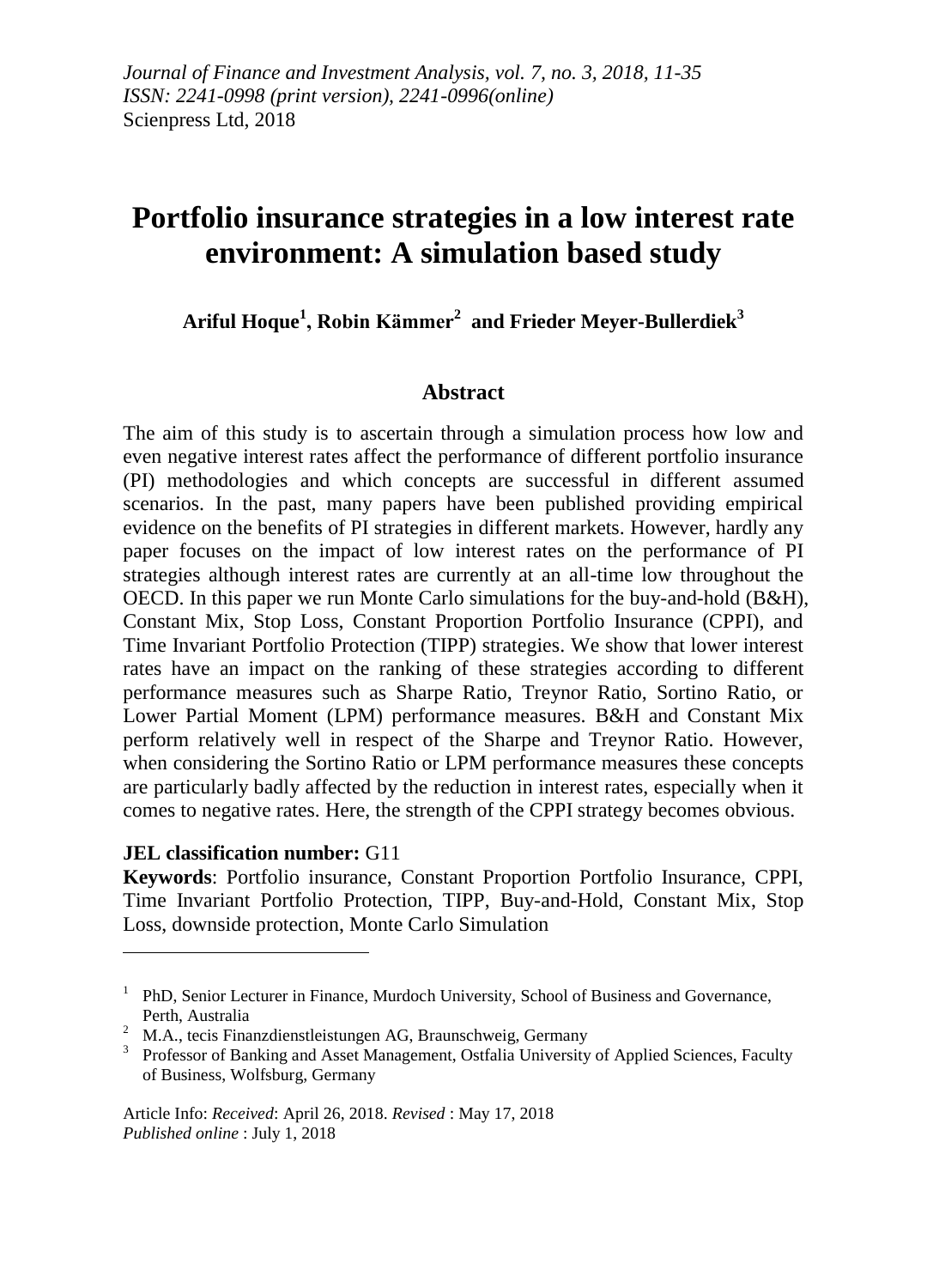*Journal of Finance and Investment Analysis, vol. 7, no. 3, 2018, 11-35*
*ISSN: 2241-0998 (print version), 2241-0996(online)*
Scienpress Ltd, 2018

# Portfolio insurance strategies in a low interest rate environment: A simulation based study

**Ariful Hoque[1], Robin Kämmer[2] and Frieder Meyer-Bullerdiek[3]**

## Abstract

The aim of this study is to ascertain through a simulation process how low and even negative interest rates affect the performance of different portfolio insurance (PI) methodologies and which concepts are successful in different assumed scenarios. In the past, many papers have been published providing empirical evidence on the benefits of PI strategies in different markets. However, hardly any paper focuses on the impact of low interest rates on the performance of PI strategies although interest rates are currently at an all-time low throughout the OECD. In this paper we run Monte Carlo simulations for the buy-and-hold (B&H), Constant Mix, Stop Loss, Constant Proportion Portfolio Insurance (CPPI), and Time Invariant Portfolio Protection (TIPP) strategies. We show that lower interest rates have an impact on the ranking of these strategies according to different performance measures such as Sharpe Ratio, Treynor Ratio, Sortino Ratio, or Lower Partial Moment (LPM) performance measures. B&H and Constant Mix perform relatively well in respect of the Sharpe and Treynor Ratio. However, when considering the Sortino Ratio or LPM performance measures these concepts are particularly badly affected by the reduction in interest rates, especially when it comes to negative rates. Here, the strength of the CPPI strategy becomes obvious.

**JEL classification number:** G11

**Keywords**: Portfolio insurance, Constant Proportion Portfolio Insurance, CPPI, Time Invariant Portfolio Protection, TIPP, Buy-and-Hold, Constant Mix, Stop Loss, downside protection, Monte Carlo Simulation

---

[1] PhD, Senior Lecturer in Finance, Murdoch University, School of Business and Governance, Perth, Australia

[2] M.A., tecis Finanzdienstleistungen AG, Braunschweig, Germany

[3] Professor of Banking and Asset Management, Ostfalia University of Applied Sciences, Faculty of Business, Wolfsburg, Germany

Article Info: *Received*: April 26, 2018. *Revised* : May 17, 2018
*Published online* : July 1, 2018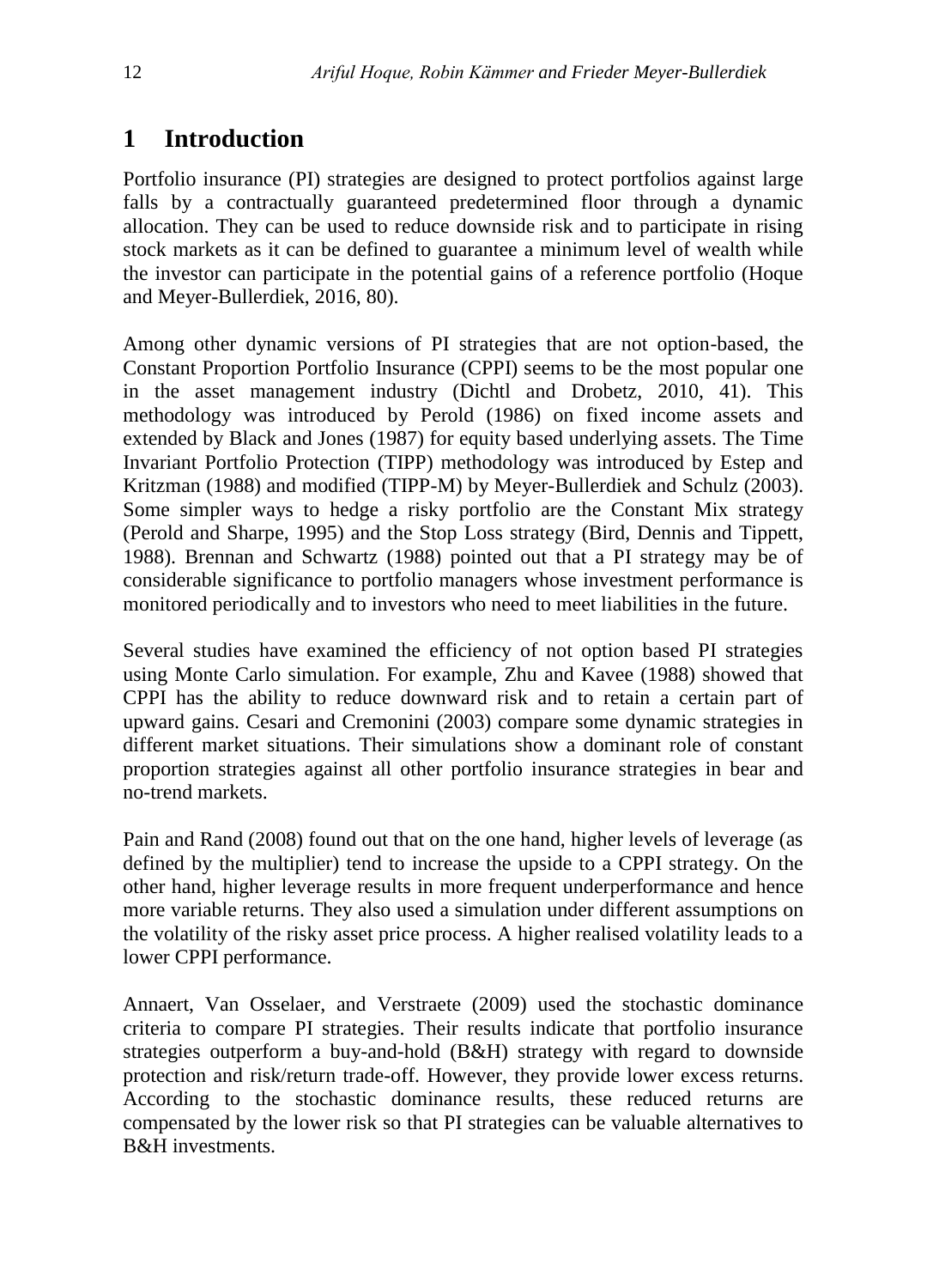# 1 Introduction

Portfolio insurance (PI) strategies are designed to protect portfolios against large falls by a contractually guaranteed predetermined floor through a dynamic allocation. They can be used to reduce downside risk and to participate in rising stock markets as it can be defined to guarantee a minimum level of wealth while the investor can participate in the potential gains of a reference portfolio (Hoque and Meyer-Bullerdiek, 2016, 80).

Among other dynamic versions of PI strategies that are not option-based, the Constant Proportion Portfolio Insurance (CPPI) seems to be the most popular one in the asset management industry (Dichtl and Drobetz, 2010, 41). This methodology was introduced by Perold (1986) on fixed income assets and extended by Black and Jones (1987) for equity based underlying assets. The Time Invariant Portfolio Protection (TIPP) methodology was introduced by Estep and Kritzman (1988) and modified (TIPP-M) by Meyer-Bullerdiek and Schulz (2003). Some simpler ways to hedge a risky portfolio are the Constant Mix strategy (Perold and Sharpe, 1995) and the Stop Loss strategy (Bird, Dennis and Tippett, 1988). Brennan and Schwartz (1988) pointed out that a PI strategy may be of considerable significance to portfolio managers whose investment performance is monitored periodically and to investors who need to meet liabilities in the future.

Several studies have examined the efficiency of not option based PI strategies using Monte Carlo simulation. For example, Zhu and Kavee (1988) showed that CPPI has the ability to reduce downward risk and to retain a certain part of upward gains. Cesari and Cremonini (2003) compare some dynamic strategies in different market situations. Their simulations show a dominant role of constant proportion strategies against all other portfolio insurance strategies in bear and no-trend markets.

Pain and Rand (2008) found out that on the one hand, higher levels of leverage (as defined by the multiplier) tend to increase the upside to a CPPI strategy. On the other hand, higher leverage results in more frequent underperformance and hence more variable returns. They also used a simulation under different assumptions on the volatility of the risky asset price process. A higher realised volatility leads to a lower CPPI performance.

Annaert, Van Osselaer, and Verstraete (2009) used the stochastic dominance criteria to compare PI strategies. Their results indicate that portfolio insurance strategies outperform a buy-and-hold (B&H) strategy with regard to downside protection and risk/return trade-off. However, they provide lower excess returns. According to the stochastic dominance results, these reduced returns are compensated by the lower risk so that PI strategies can be valuable alternatives to B&H investments.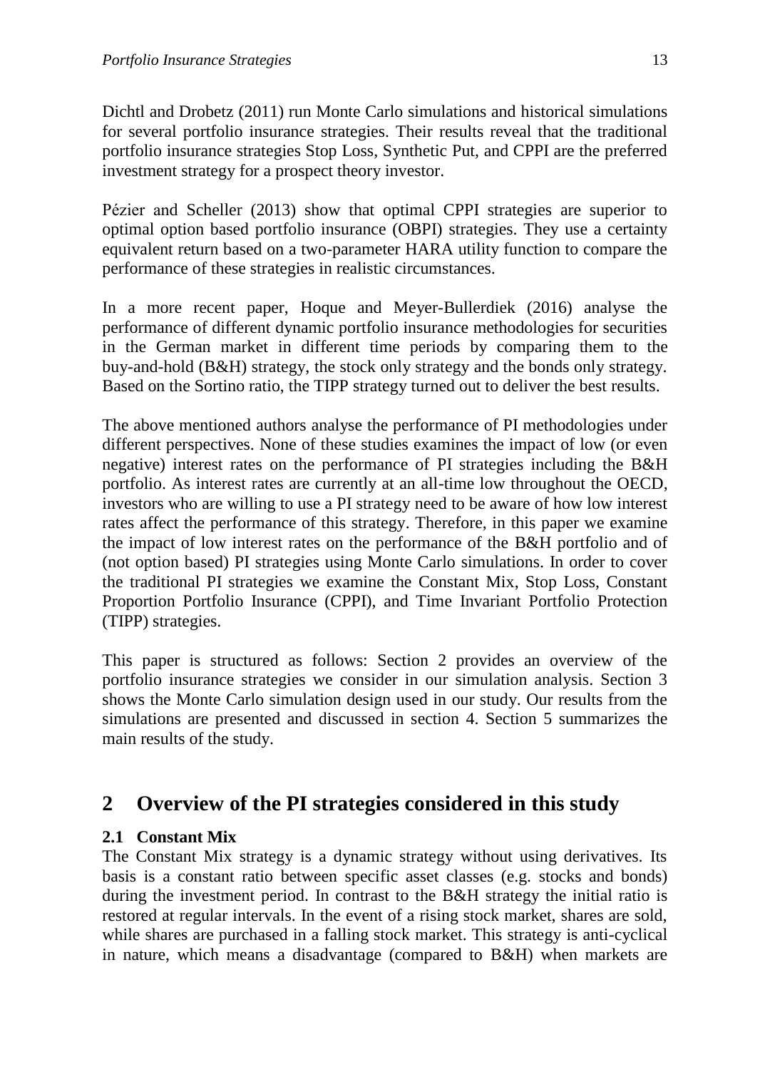Dichtl and Drobetz (2011) run Monte Carlo simulations and historical simulations for several portfolio insurance strategies. Their results reveal that the traditional portfolio insurance strategies Stop Loss, Synthetic Put, and CPPI are the preferred investment strategy for a prospect theory investor.

Pézier and Scheller (2013) show that optimal CPPI strategies are superior to optimal option based portfolio insurance (OBPI) strategies. They use a certainty equivalent return based on a two-parameter HARA utility function to compare the performance of these strategies in realistic circumstances.

In a more recent paper, Hoque and Meyer-Bullerdiek (2016) analyse the performance of different dynamic portfolio insurance methodologies for securities in the German market in different time periods by comparing them to the buy-and-hold (B&H) strategy, the stock only strategy and the bonds only strategy. Based on the Sortino ratio, the TIPP strategy turned out to deliver the best results.

The above mentioned authors analyse the performance of PI methodologies under different perspectives. None of these studies examines the impact of low (or even negative) interest rates on the performance of PI strategies including the B&H portfolio. As interest rates are currently at an all-time low throughout the OECD, investors who are willing to use a PI strategy need to be aware of how low interest rates affect the performance of this strategy. Therefore, in this paper we examine the impact of low interest rates on the performance of the B&H portfolio and of (not option based) PI strategies using Monte Carlo simulations. In order to cover the traditional PI strategies we examine the Constant Mix, Stop Loss, Constant Proportion Portfolio Insurance (CPPI), and Time Invariant Portfolio Protection (TIPP) strategies.

This paper is structured as follows: Section 2 provides an overview of the portfolio insurance strategies we consider in our simulation analysis. Section 3 shows the Monte Carlo simulation design used in our study. Our results from the simulations are presented and discussed in section 4. Section 5 summarizes the main results of the study.

## 2 Overview of the PI strategies considered in this study

### 2.1 Constant Mix

The Constant Mix strategy is a dynamic strategy without using derivatives. Its basis is a constant ratio between specific asset classes (e.g. stocks and bonds) during the investment period. In contrast to the B&H strategy the initial ratio is restored at regular intervals. In the event of a rising stock market, shares are sold, while shares are purchased in a falling stock market. This strategy is anti-cyclical in nature, which means a disadvantage (compared to B&H) when markets are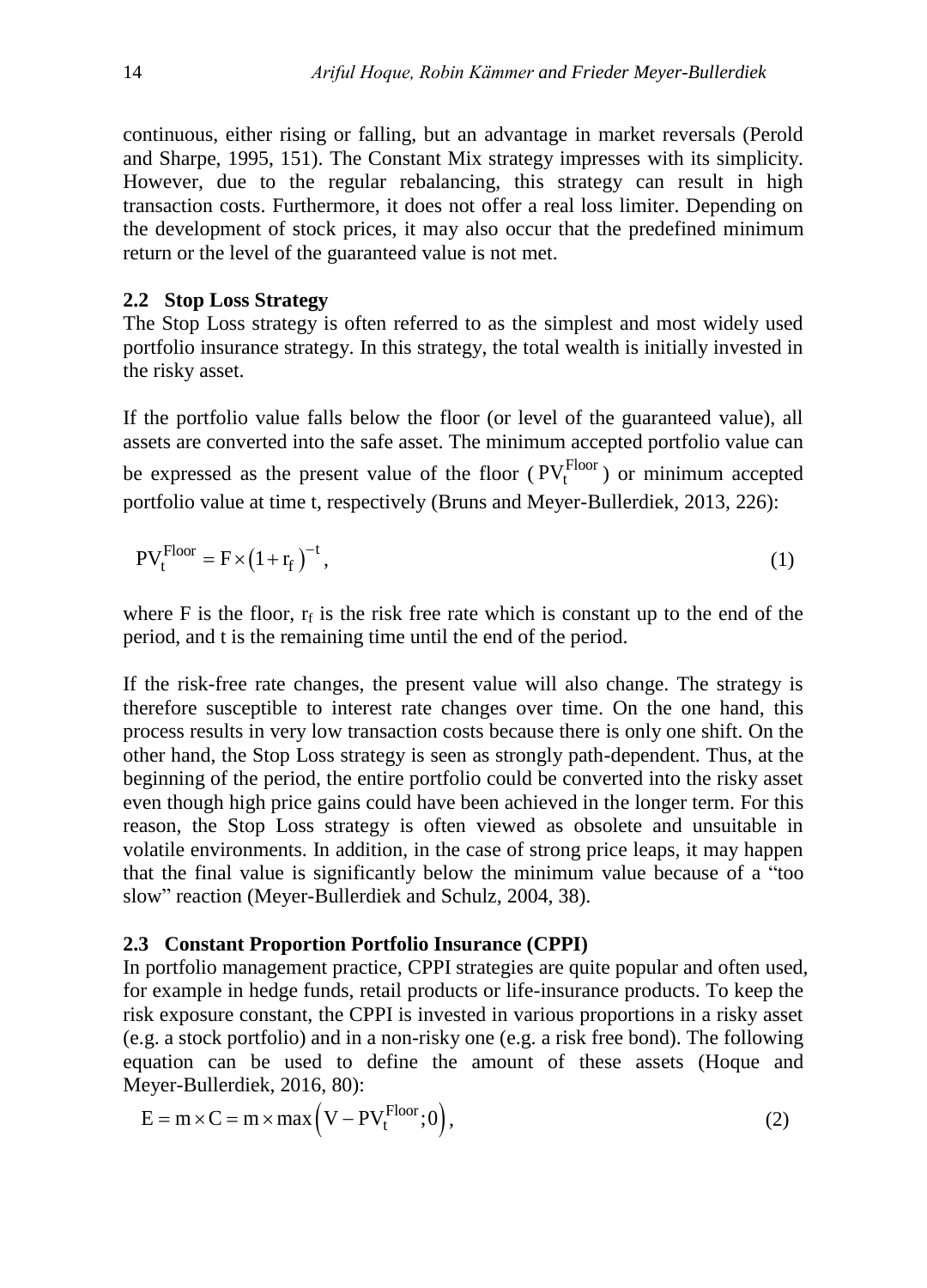continuous, either rising or falling, but an advantage in market reversals (Perold and Sharpe, 1995, 151). The Constant Mix strategy impresses with its simplicity. However, due to the regular rebalancing, this strategy can result in high transaction costs. Furthermore, it does not offer a real loss limiter. Depending on the development of stock prices, it may also occur that the predefined minimum return or the level of the guaranteed value is not met.

### 2.2 Stop Loss Strategy

The Stop Loss strategy is often referred to as the simplest and most widely used portfolio insurance strategy. In this strategy, the total wealth is initially invested in the risky asset.

If the portfolio value falls below the floor (or level of the guaranteed value), all assets are converted into the safe asset. The minimum accepted portfolio value can be expressed as the present value of the floor ( $PV_t^{Floor}$ ) or minimum accepted portfolio value at time t, respectively (Bruns and Meyer-Bullerdiek, 2013, 226):

$$PV_t^{Floor} = F \times \left(1 + r_f\right)^{-t}, \tag{1}$$

where F is the floor, $r_f$ is the risk free rate which is constant up to the end of the period, and t is the remaining time until the end of the period.

If the risk-free rate changes, the present value will also change. The strategy is therefore susceptible to interest rate changes over time. On the one hand, this process results in very low transaction costs because there is only one shift. On the other hand, the Stop Loss strategy is seen as strongly path-dependent. Thus, at the beginning of the period, the entire portfolio could be converted into the risky asset even though high price gains could have been achieved in the longer term. For this reason, the Stop Loss strategy is often viewed as obsolete and unsuitable in volatile environments. In addition, in the case of strong price leaps, it may happen that the final value is significantly below the minimum value because of a "too slow" reaction (Meyer-Bullerdiek and Schulz, 2004, 38).

### 2.3 Constant Proportion Portfolio Insurance (CPPI)

In portfolio management practice, CPPI strategies are quite popular and often used, for example in hedge funds, retail products or life-insurance products. To keep the risk exposure constant, the CPPI is invested in various proportions in a risky asset (e.g. a stock portfolio) and in a non-risky one (e.g. a risk free bond). The following equation can be used to define the amount of these assets (Hoque and Meyer-Bullerdiek, 2016, 80):

$$E = m \times C = m \times \max\left(V - PV_t^{Floor}; 0\right), \tag{2}$$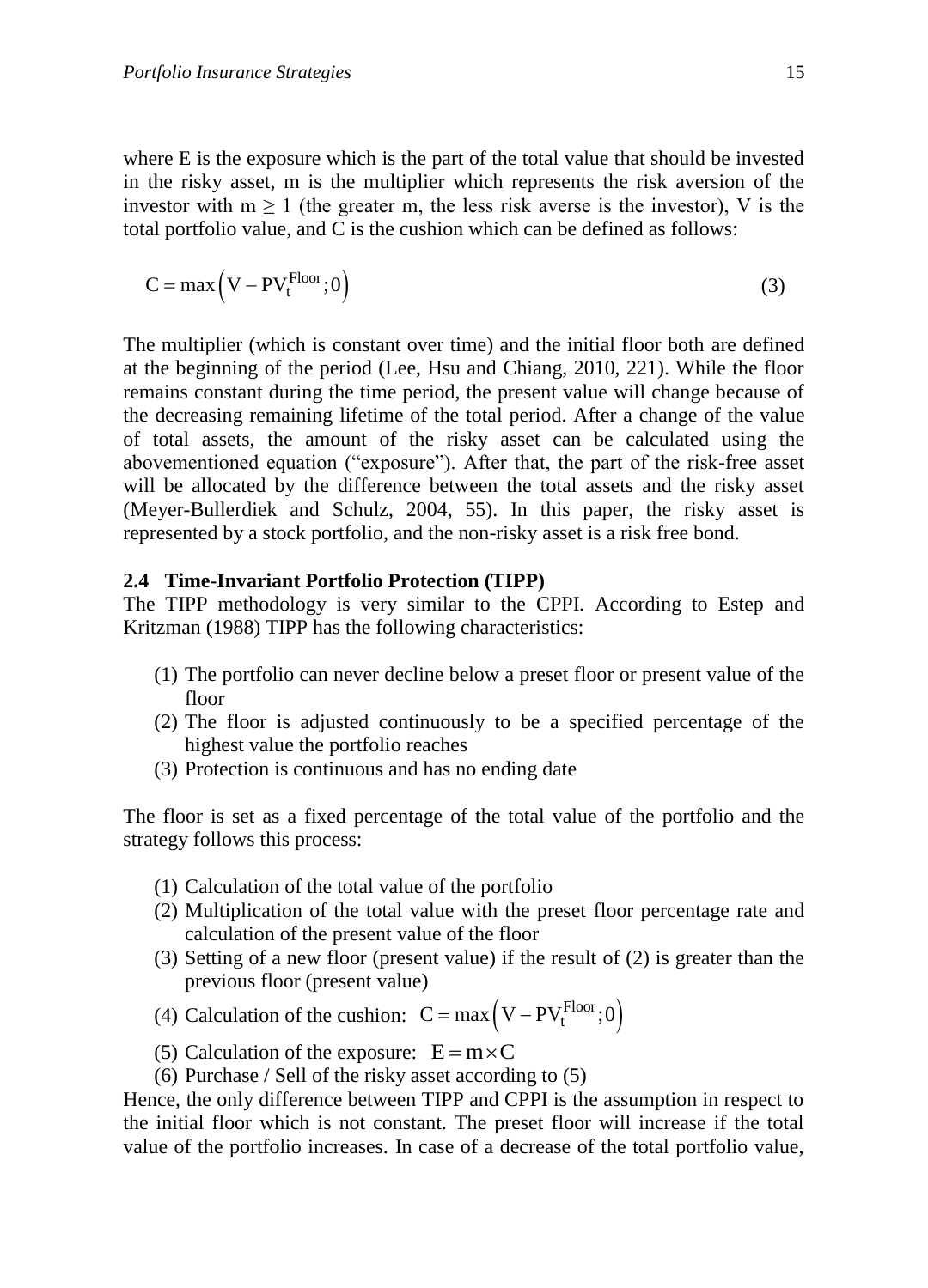where E is the exposure which is the part of the total value that should be invested in the risky asset, m is the multiplier which represents the risk aversion of the investor with $m \geq 1$ (the greater m, the less risk averse is the investor), V is the total portfolio value, and C is the cushion which can be defined as follows:

$$C = \max\left(V - PV_t^{Floor}; 0\right) \tag{3}$$

The multiplier (which is constant over time) and the initial floor both are defined at the beginning of the period (Lee, Hsu and Chiang, 2010, 221). While the floor remains constant during the time period, the present value will change because of the decreasing remaining lifetime of the total period. After a change of the value of total assets, the amount of the risky asset can be calculated using the abovementioned equation ("exposure"). After that, the part of the risk-free asset will be allocated by the difference between the total assets and the risky asset (Meyer-Bullerdiek and Schulz, 2004, 55). In this paper, the risky asset is represented by a stock portfolio, and the non-risky asset is a risk free bond.

### 2.4 Time-Invariant Portfolio Protection (TIPP)

The TIPP methodology is very similar to the CPPI. According to Estep and Kritzman (1988) TIPP has the following characteristics:

(1) The portfolio can never decline below a preset floor or present value of the floor
(2) The floor is adjusted continuously to be a specified percentage of the highest value the portfolio reaches
(3) Protection is continuous and has no ending date

The floor is set as a fixed percentage of the total value of the portfolio and the strategy follows this process:

(1) Calculation of the total value of the portfolio
(2) Multiplication of the total value with the preset floor percentage rate and calculation of the present value of the floor
(3) Setting of a new floor (present value) if the result of (2) is greater than the previous floor (present value)
(4) Calculation of the cushion: $C = \max\left(V - PV_t^{Floor}; 0\right)$
(5) Calculation of the exposure: $E = m \times C$
(6) Purchase / Sell of the risky asset according to (5)

Hence, the only difference between TIPP and CPPI is the assumption in respect to the initial floor which is not constant. The preset floor will increase if the total value of the portfolio increases. In case of a decrease of the total portfolio value,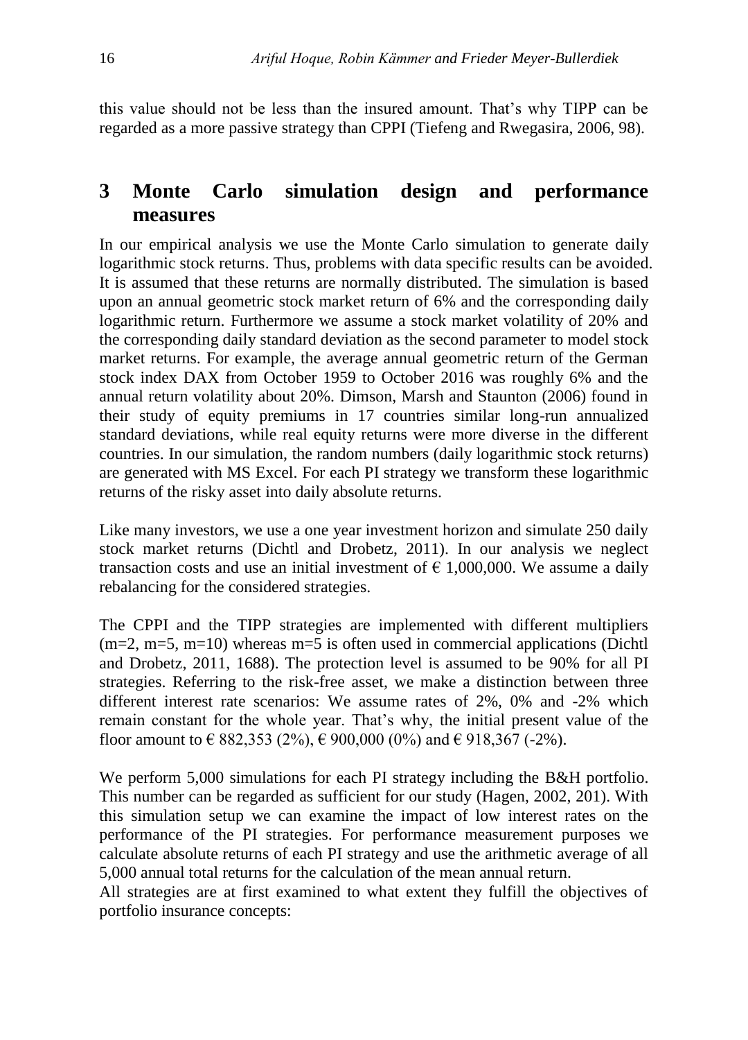this value should not be less than the insured amount. That's why TIPP can be regarded as a more passive strategy than CPPI (Tiefeng and Rwegasira, 2006, 98).

## 3 Monte Carlo simulation design and performance measures

In our empirical analysis we use the Monte Carlo simulation to generate daily logarithmic stock returns. Thus, problems with data specific results can be avoided. It is assumed that these returns are normally distributed. The simulation is based upon an annual geometric stock market return of 6% and the corresponding daily logarithmic return. Furthermore we assume a stock market volatility of 20% and the corresponding daily standard deviation as the second parameter to model stock market returns. For example, the average annual geometric return of the German stock index DAX from October 1959 to October 2016 was roughly 6% and the annual return volatility about 20%. Dimson, Marsh and Staunton (2006) found in their study of equity premiums in 17 countries similar long-run annualized standard deviations, while real equity returns were more diverse in the different countries. In our simulation, the random numbers (daily logarithmic stock returns) are generated with MS Excel. For each PI strategy we transform these logarithmic returns of the risky asset into daily absolute returns.

Like many investors, we use a one year investment horizon and simulate 250 daily stock market returns (Dichtl and Drobetz, 2011). In our analysis we neglect transaction costs and use an initial investment of € 1,000,000. We assume a daily rebalancing for the considered strategies.

The CPPI and the TIPP strategies are implemented with different multipliers ($m=2$, $m=5$, $m=10$) whereas $m=5$ is often used in commercial applications (Dichtl and Drobetz, 2011, 1688). The protection level is assumed to be 90% for all PI strategies. Referring to the risk-free asset, we make a distinction between three different interest rate scenarios: We assume rates of 2%, 0% and -2% which remain constant for the whole year. That's why, the initial present value of the floor amount to € 882,353 (2%), € 900,000 (0%) and € 918,367 (-2%).

We perform 5,000 simulations for each PI strategy including the B&H portfolio. This number can be regarded as sufficient for our study (Hagen, 2002, 201). With this simulation setup we can examine the impact of low interest rates on the performance of the PI strategies. For performance measurement purposes we calculate absolute returns of each PI strategy and use the arithmetic average of all 5,000 annual total returns for the calculation of the mean annual return.

All strategies are at first examined to what extent they fulfill the objectives of portfolio insurance concepts: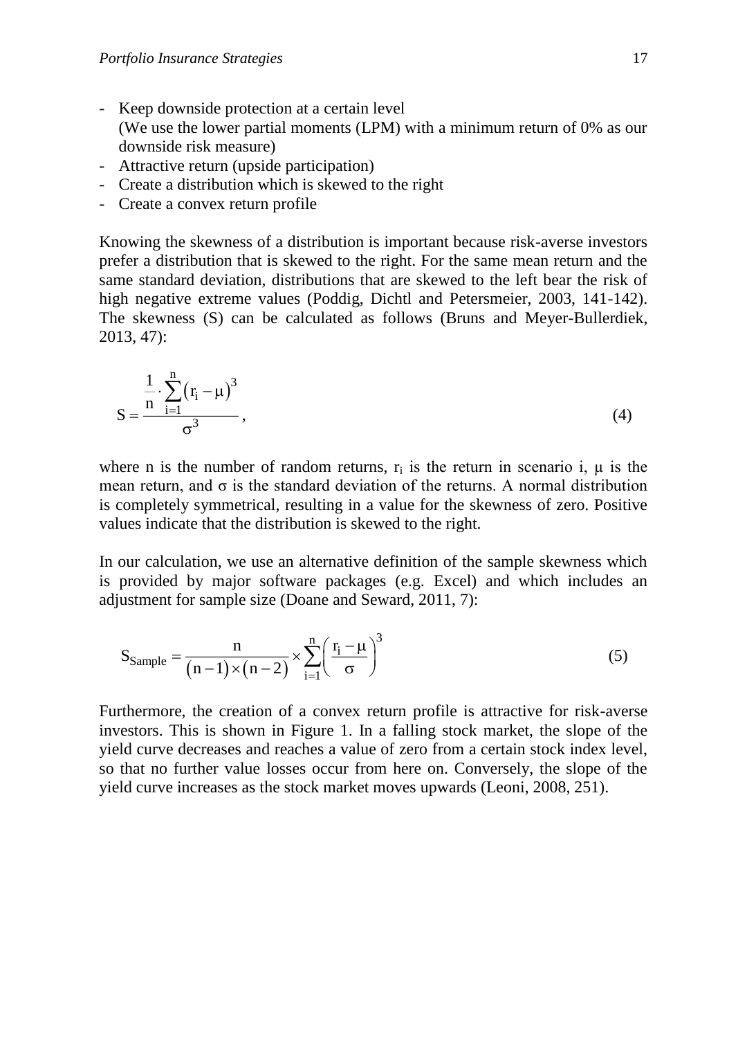- Keep downside protection at a certain level
  (We use the lower partial moments (LPM) with a minimum return of 0% as our downside risk measure)
- Attractive return (upside participation)
- Create a distribution which is skewed to the right
- Create a convex return profile

Knowing the skewness of a distribution is important because risk-averse investors prefer a distribution that is skewed to the right. For the same mean return and the same standard deviation, distributions that are skewed to the left bear the risk of high negative extreme values (Poddig, Dichtl and Petersmeier, 2003, 141-142). The skewness (S) can be calculated as follows (Bruns and Meyer-Bullerdiek, 2013, 47):

$$S = \frac{\frac{1}{n} \cdot \sum_{i=1}^{n} (r_i - \mu)^3}{\sigma^3}, \tag{4}$$

where n is the number of random returns, $r_i$ is the return in scenario i, μ is the mean return, and σ is the standard deviation of the returns. A normal distribution is completely symmetrical, resulting in a value for the skewness of zero. Positive values indicate that the distribution is skewed to the right.

In our calculation, we use an alternative definition of the sample skewness which is provided by major software packages (e.g. Excel) and which includes an adjustment for sample size (Doane and Seward, 2011, 7):

$$S_{Sample} = \frac{n}{(n-1) \times (n-2)} \times \sum_{i=1}^{n} \left( \frac{r_i - \mu}{\sigma} \right)^3 \tag{5}$$

Furthermore, the creation of a convex return profile is attractive for risk-averse investors. This is shown in Figure 1. In a falling stock market, the slope of the yield curve decreases and reaches a value of zero from a certain stock index level, so that no further value losses occur from here on. Conversely, the slope of the yield curve increases as the stock market moves upwards (Leoni, 2008, 251).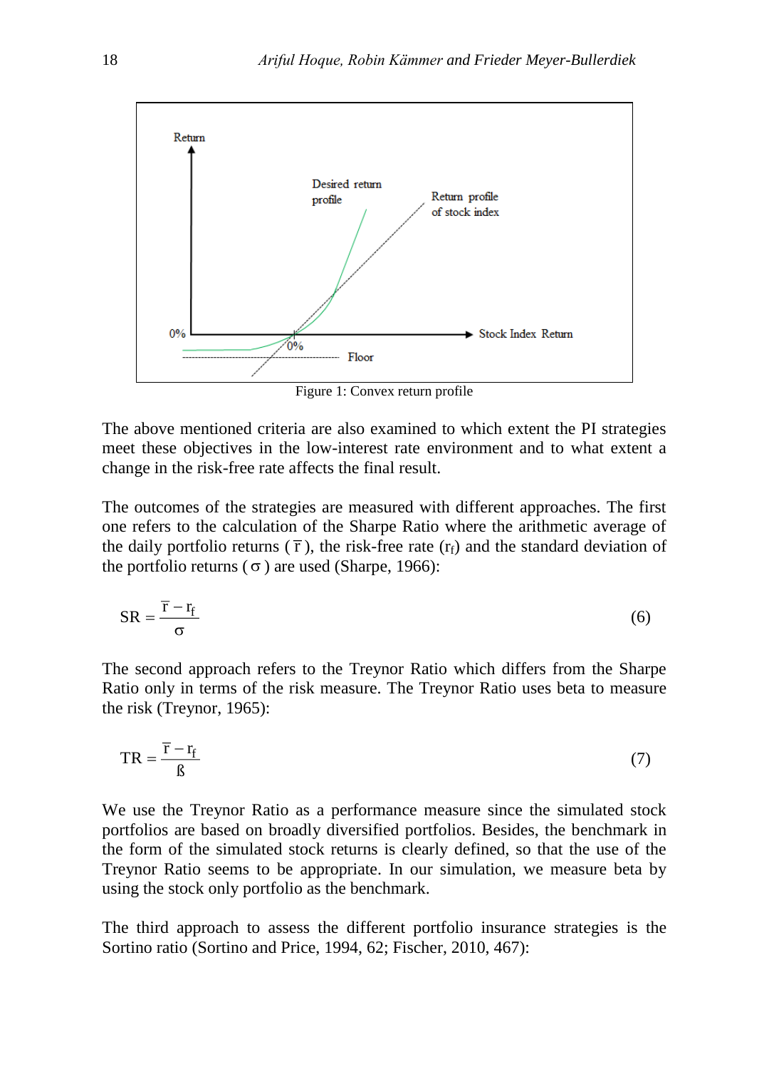Figure 1: Convex return profile

The above mentioned criteria are also examined to which extent the PI strategies meet these objectives in the low-interest rate environment and to what extent a change in the risk-free rate affects the final result.

The outcomes of the strategies are measured with different approaches. The first one refers to the calculation of the Sharpe Ratio where the arithmetic average of the daily portfolio returns ($\overline{r}$), the risk-free rate ($r_f$) and the standard deviation of the portfolio returns ($\sigma$) are used (Sharpe, 1966):

$$SR = \frac{\overline{r} - r_f}{\sigma} \tag{6}$$

The second approach refers to the Treynor Ratio which differs from the Sharpe Ratio only in terms of the risk measure. The Treynor Ratio uses beta to measure the risk (Treynor, 1965):

$$TR = \frac{\overline{r} - r_f}{\beta} \tag{7}$$

We use the Treynor Ratio as a performance measure since the simulated stock portfolios are based on broadly diversified portfolios. Besides, the benchmark in the form of the simulated stock returns is clearly defined, so that the use of the Treynor Ratio seems to be appropriate. In our simulation, we measure beta by using the stock only portfolio as the benchmark.

The third approach to assess the different portfolio insurance strategies is the Sortino ratio (Sortino and Price, 1994, 62; Fischer, 2010, 467):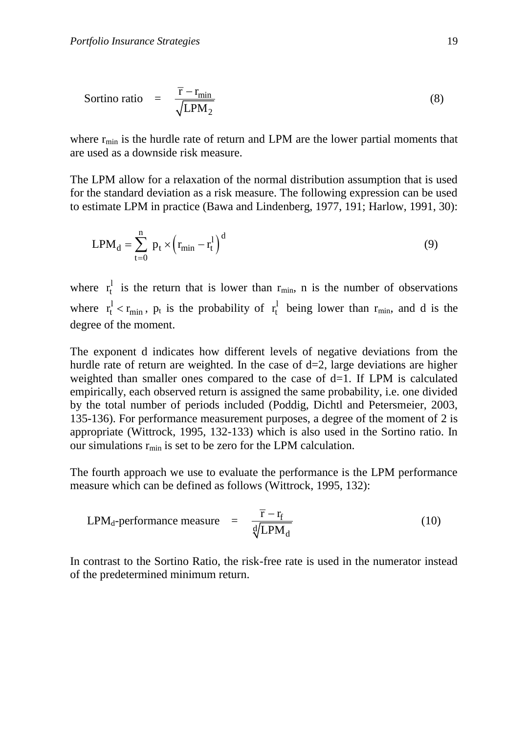$$\text{Sortino ratio} \quad = \quad \frac{\overline{r} - r_{min}}{\sqrt{LPM_2}} \tag{8}$$

where $r_{min}$ is the hurdle rate of return and LPM are the lower partial moments that are used as a downside risk measure.

The LPM allow for a relaxation of the normal distribution assumption that is used for the standard deviation as a risk measure. The following expression can be used to estimate LPM in practice (Bawa and Lindenberg, 1977, 191; Harlow, 1991, 30):

$$LPM_d = \sum_{t=0}^{n} p_t \times \left( r_{min} - r_t^l \right)^d \tag{9}$$

where $r_t^l$ is the return that is lower than $r_{min}$, n is the number of observations where $r_t^l < r_{min}$, $p_t$ is the probability of $r_t^l$ being lower than $r_{min}$, and d is the degree of the moment.

The exponent d indicates how different levels of negative deviations from the hurdle rate of return are weighted. In the case of d=2, large deviations are higher weighted than smaller ones compared to the case of d=1. If LPM is calculated empirically, each observed return is assigned the same probability, i.e. one divided by the total number of periods included (Poddig, Dichtl and Petersmeier, 2003, 135-136). For performance measurement purposes, a degree of the moment of 2 is appropriate (Wittrock, 1995, 132-133) which is also used in the Sortino ratio. In our simulations $r_{min}$ is set to be zero for the LPM calculation.

The fourth approach we use to evaluate the performance is the LPM performance measure which can be defined as follows (Wittrock, 1995, 132):

$$LPM_d\text{-performance measure} \quad = \quad \frac{\overline{r} - r_f}{\sqrt[d]{LPM_d}} \tag{10}$$

In contrast to the Sortino Ratio, the risk-free rate is used in the numerator instead of the predetermined minimum return.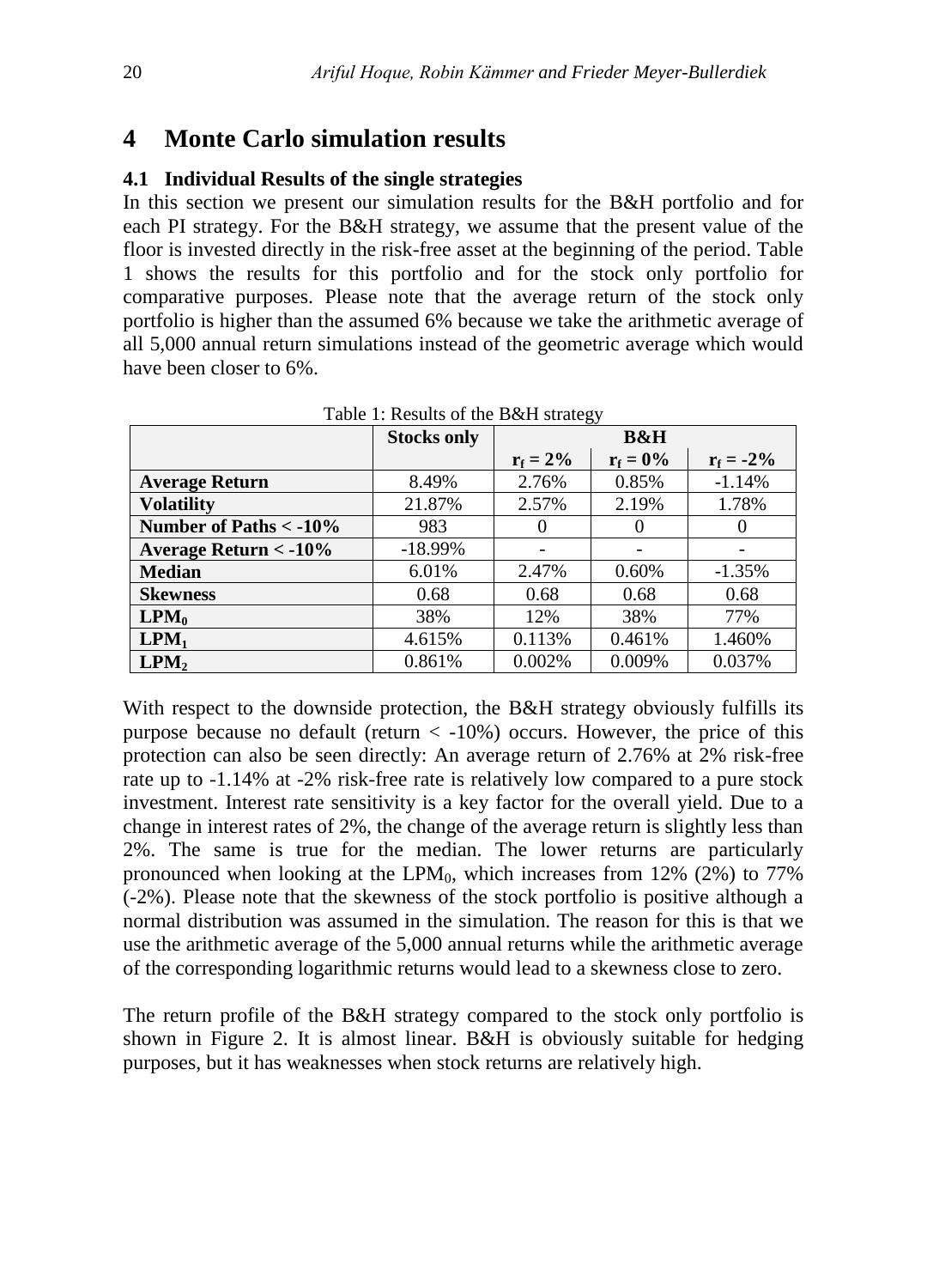# 4 Monte Carlo simulation results

## 4.1 Individual Results of the single strategies

In this section we present our simulation results for the B&H portfolio and for each PI strategy. For the B&H strategy, we assume that the present value of the floor is invested directly in the risk-free asset at the beginning of the period. Table 1 shows the results for this portfolio and for the stock only portfolio for comparative purposes. Please note that the average return of the stock only portfolio is higher than the assumed 6% because we take the arithmetic average of all 5,000 annual return simulations instead of the geometric average which would have been closer to 6%.

Table 1: Results of the B&H strategy

| | **Stocks only** | **B&H** | | |
|---|---|---|---|---|
| | | $r_f = 2\%$ | $r_f = 0\%$ | $r_f = -2\%$ |
| **Average Return** | 8.49% | 2.76% | 0.85% | -1.14% |
| **Volatility** | 21.87% | 2.57% | 2.19% | 1.78% |
| **Number of Paths < -10%** | 983 | 0 | 0 | 0 |
| **Average Return < -10%** | -18.99% | - | - | - |
| **Median** | 6.01% | 2.47% | 0.60% | -1.35% |
| **Skewness** | 0.68 | 0.68 | 0.68 | 0.68 |
| $\mathbf{LPM_0}$ | 38% | 12% | 38% | 77% |
| $\mathbf{LPM_1}$ | 4.615% | 0.113% | 0.461% | 1.460% |
| $\mathbf{LPM_2}$ | 0.861% | 0.002% | 0.009% | 0.037% |

With respect to the downside protection, the B&H strategy obviously fulfills its purpose because no default (return < -10%) occurs. However, the price of this protection can also be seen directly: An average return of 2.76% at 2% risk-free rate up to -1.14% at -2% risk-free rate is relatively low compared to a pure stock investment. Interest rate sensitivity is a key factor for the overall yield. Due to a change in interest rates of 2%, the change of the average return is slightly less than 2%. The same is true for the median. The lower returns are particularly pronounced when looking at the $LPM_0$, which increases from 12% (2%) to 77% (-2%). Please note that the skewness of the stock portfolio is positive although a normal distribution was assumed in the simulation. The reason for this is that we use the arithmetic average of the 5,000 annual returns while the arithmetic average of the corresponding logarithmic returns would lead to a skewness close to zero.

The return profile of the B&H strategy compared to the stock only portfolio is shown in Figure 2. It is almost linear. B&H is obviously suitable for hedging purposes, but it has weaknesses when stock returns are relatively high.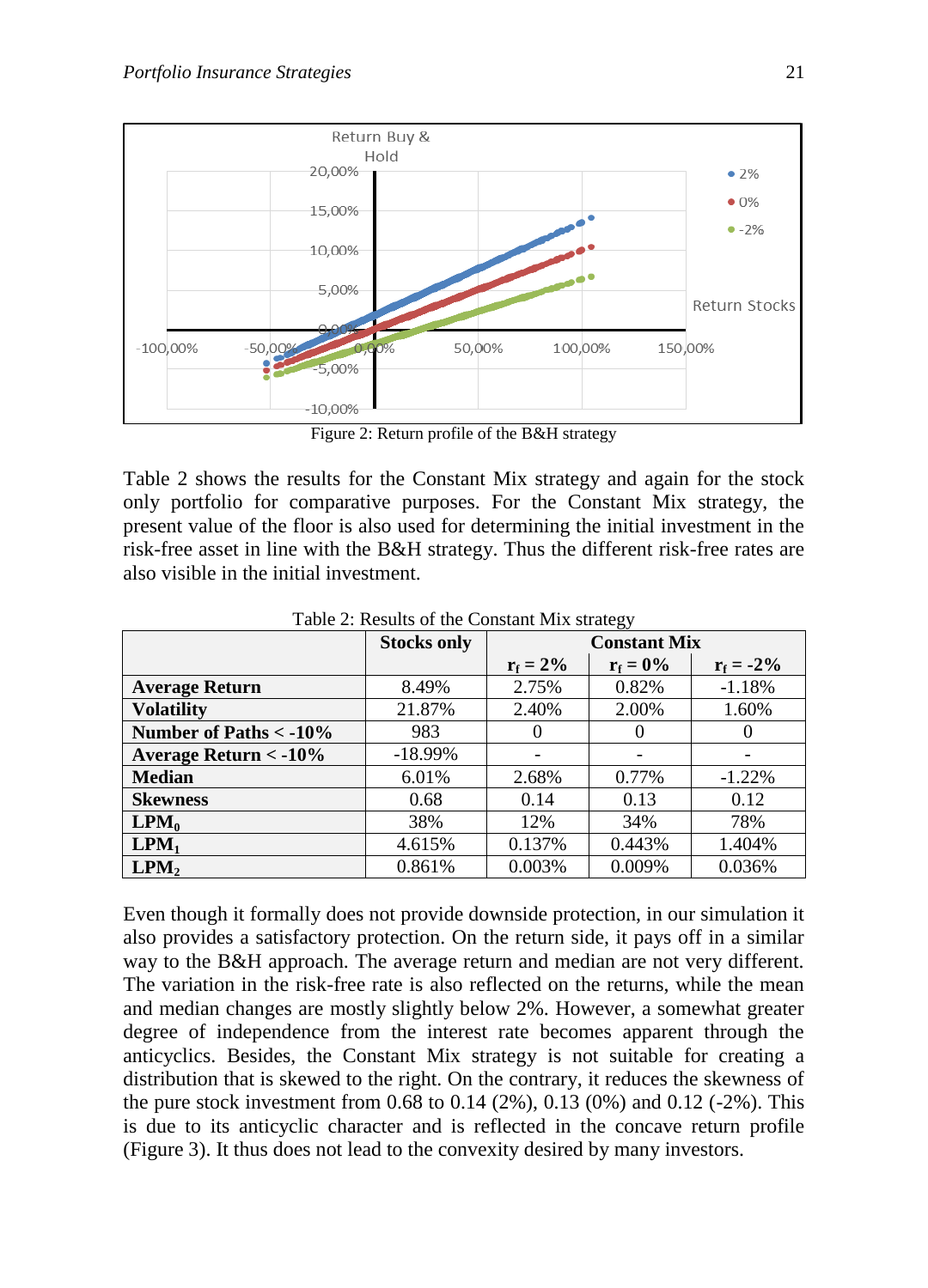Figure 2: Return profile of the B&H strategy

Table 2 shows the results for the Constant Mix strategy and again for the stock only portfolio for comparative purposes. For the Constant Mix strategy, the present value of the floor is also used for determining the initial investment in the risk-free asset in line with the B&H strategy. Thus the different risk-free rates are also visible in the initial investment.

Table 2: Results of the Constant Mix strategy

| | Stocks only | Constant Mix | | |
|---|---|---|---|---|
| | | $r_f = 2\%$ | $r_f = 0\%$ | $r_f = -2\%$ |
| **Average Return** | 8.49% | 2.75% | 0.82% | -1.18% |
| **Volatility** | 21.87% | 2.40% | 2.00% | 1.60% |
| **Number of Paths < -10%** | 983 | 0 | 0 | 0 |
| **Average Return < -10%** | -18.99% | - | - | - |
| **Median** | 6.01% | 2.68% | 0.77% | -1.22% |
| **Skewness** | 0.68 | 0.14 | 0.13 | 0.12 |
| **$LPM_0$** | 38% | 12% | 34% | 78% |
| **$LPM_1$** | 4.615% | 0.137% | 0.443% | 1.404% |
| **$LPM_2$** | 0.861% | 0.003% | 0.009% | 0.036% |

Even though it formally does not provide downside protection, in our simulation it also provides a satisfactory protection. On the return side, it pays off in a similar way to the B&H approach. The average return and median are not very different. The variation in the risk-free rate is also reflected on the returns, while the mean and median changes are mostly slightly below 2%. However, a somewhat greater degree of independence from the interest rate becomes apparent through the anticyclics. Besides, the Constant Mix strategy is not suitable for creating a distribution that is skewed to the right. On the contrary, it reduces the skewness of the pure stock investment from 0.68 to 0.14 (2%), 0.13 (0%) and 0.12 (-2%). This is due to its anticyclic character and is reflected in the concave return profile (Figure 3). It thus does not lead to the convexity desired by many investors.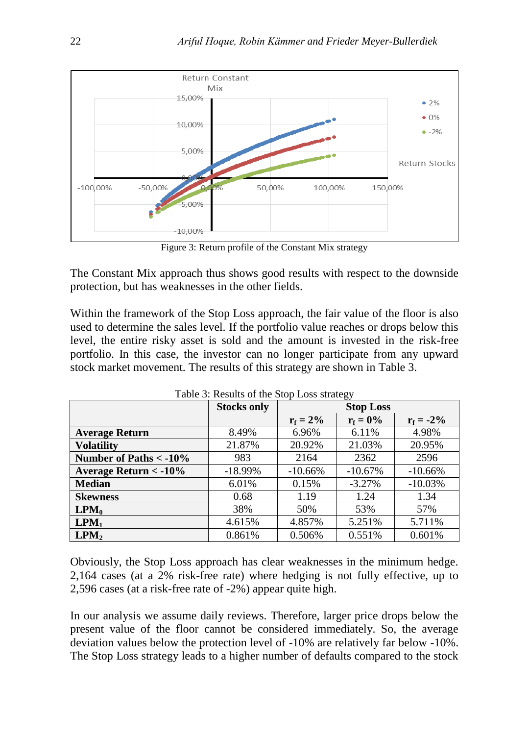Figure 3: Return profile of the Constant Mix strategy

The Constant Mix approach thus shows good results with respect to the downside protection, but has weaknesses in the other fields.

Within the framework of the Stop Loss approach, the fair value of the floor is also used to determine the sales level. If the portfolio value reaches or drops below this level, the entire risky asset is sold and the amount is invested in the risk-free portfolio. In this case, the investor can no longer participate from any upward stock market movement. The results of this strategy are shown in Table 3.

Table 3: Results of the Stop Loss strategy

| | Stocks only | Stop Loss | | |
|---|---|---|---|---|
| | | $r_f = 2\%$ | $r_f = 0\%$ | $r_f = -2\%$ |
| **Average Return** | 8.49% | 6.96% | 6.11% | 4.98% |
| **Volatility** | 21.87% | 20.92% | 21.03% | 20.95% |
| **Number of Paths < -10%** | 983 | 2164 | 2362 | 2596 |
| **Average Return < -10%** | -18.99% | -10.66% | -10.67% | -10.66% |
| **Median** | 6.01% | 0.15% | -3.27% | -10.03% |
| **Skewness** | 0.68 | 1.19 | 1.24 | 1.34 |
| **$LPM_0$** | 38% | 50% | 53% | 57% |
| **$LPM_1$** | 4.615% | 4.857% | 5.251% | 5.711% |
| **$LPM_2$** | 0.861% | 0.506% | 0.551% | 0.601% |

Obviously, the Stop Loss approach has clear weaknesses in the minimum hedge. 2,164 cases (at a 2% risk-free rate) where hedging is not fully effective, up to 2,596 cases (at a risk-free rate of -2%) appear quite high.

In our analysis we assume daily reviews. Therefore, larger price drops below the present value of the floor cannot be considered immediately. So, the average deviation values below the protection level of -10% are relatively far below -10%. The Stop Loss strategy leads to a higher number of defaults compared to the stock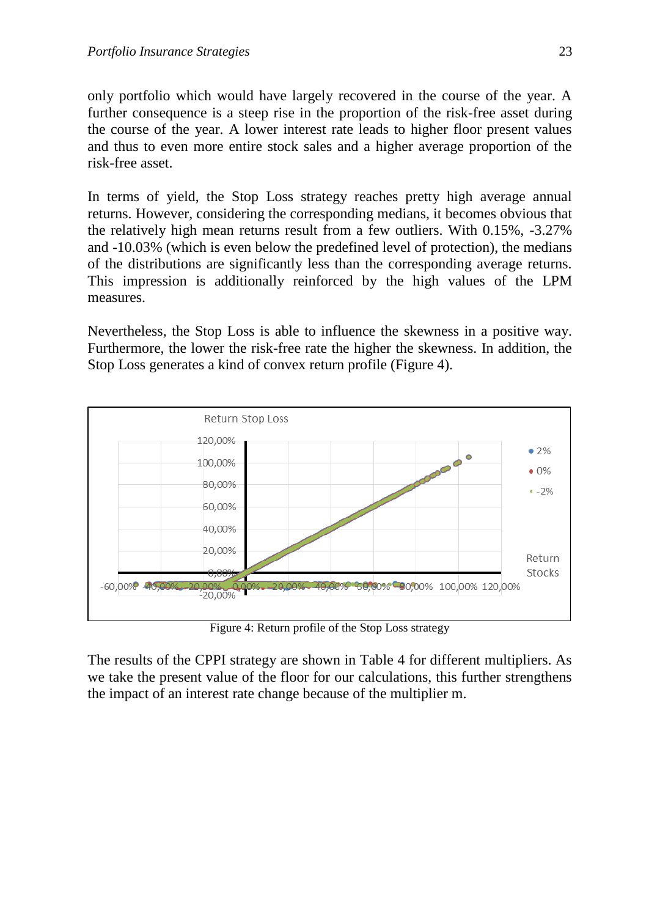only portfolio which would have largely recovered in the course of the year. A further consequence is a steep rise in the proportion of the risk-free asset during the course of the year. A lower interest rate leads to higher floor present values and thus to even more entire stock sales and a higher average proportion of the risk-free asset.

In terms of yield, the Stop Loss strategy reaches pretty high average annual returns. However, considering the corresponding medians, it becomes obvious that the relatively high mean returns result from a few outliers. With 0.15%, -3.27% and -10.03% (which is even below the predefined level of protection), the medians of the distributions are significantly less than the corresponding average returns. This impression is additionally reinforced by the high values of the LPM measures.

Nevertheless, the Stop Loss is able to influence the skewness in a positive way. Furthermore, the lower the risk-free rate the higher the skewness. In addition, the Stop Loss generates a kind of convex return profile (Figure 4).

Figure 4: Return profile of the Stop Loss strategy

The results of the CPPI strategy are shown in Table 4 for different multipliers. As we take the present value of the floor for our calculations, this further strengthens the impact of an interest rate change because of the multiplier m.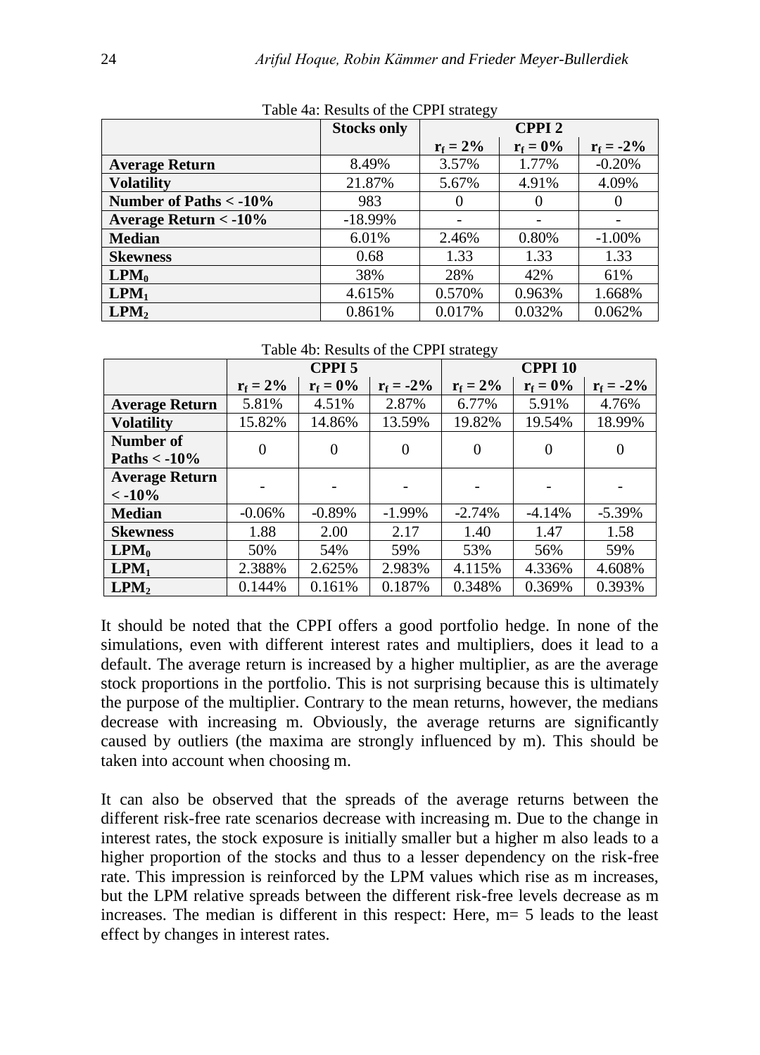Table 4a: Results of the CPPI strategy

| | Stocks only | CPPI 2 | | |
|---|---|---|---|---|
| | | $r_f = 2\%$ | $r_f = 0\%$ | $r_f = -2\%$ |
| **Average Return** | 8.49% | 3.57% | 1.77% | -0.20% |
| **Volatility** | 21.87% | 5.67% | 4.91% | 4.09% |
| **Number of Paths < -10%** | 983 | 0 | 0 | 0 |
| **Average Return < -10%** | -18.99% | - | - | - |
| **Median** | 6.01% | 2.46% | 0.80% | -1.00% |
| **Skewness** | 0.68 | 1.33 | 1.33 | 1.33 |
| **$LPM_0$** | 38% | 28% | 42% | 61% |
| **$LPM_1$** | 4.615% | 0.570% | 0.963% | 1.668% |
| **$LPM_2$** | 0.861% | 0.017% | 0.032% | 0.062% |

Table 4b: Results of the CPPI strategy

| | CPPI 5 | | | CPPI 10 | | |
|---|---|---|---|---|---|---|
| | $r_f = 2\%$ | $r_f = 0\%$ | $r_f = -2\%$ | $r_f = 2\%$ | $r_f = 0\%$ | $r_f = -2\%$ |
| **Average Return** | 5.81% | 4.51% | 2.87% | 6.77% | 5.91% | 4.76% |
| **Volatility** | 15.82% | 14.86% | 13.59% | 19.82% | 19.54% | 18.99% |
| **Number of Paths < -10%** | 0 | 0 | 0 | 0 | 0 | 0 |
| **Average Return < -10%** | - | - | - | - | - | - |
| **Median** | -0.06% | -0.89% | -1.99% | -2.74% | -4.14% | -5.39% |
| **Skewness** | 1.88 | 2.00 | 2.17 | 1.40 | 1.47 | 1.58 |
| **$LPM_0$** | 50% | 54% | 59% | 53% | 56% | 59% |
| **$LPM_1$** | 2.388% | 2.625% | 2.983% | 4.115% | 4.336% | 4.608% |
| **$LPM_2$** | 0.144% | 0.161% | 0.187% | 0.348% | 0.369% | 0.393% |

It should be noted that the CPPI offers a good portfolio hedge. In none of the simulations, even with different interest rates and multipliers, does it lead to a default. The average return is increased by a higher multiplier, as are the average stock proportions in the portfolio. This is not surprising because this is ultimately the purpose of the multiplier. Contrary to the mean returns, however, the medians decrease with increasing m. Obviously, the average returns are significantly caused by outliers (the maxima are strongly influenced by m). This should be taken into account when choosing m.

It can also be observed that the spreads of the average returns between the different risk-free rate scenarios decrease with increasing m. Due to the change in interest rates, the stock exposure is initially smaller but a higher m also leads to a higher proportion of the stocks and thus to a lesser dependency on the risk-free rate. This impression is reinforced by the LPM values which rise as m increases, but the LPM relative spreads between the different risk-free levels decrease as m increases. The median is different in this respect: Here, m= 5 leads to the least effect by changes in interest rates.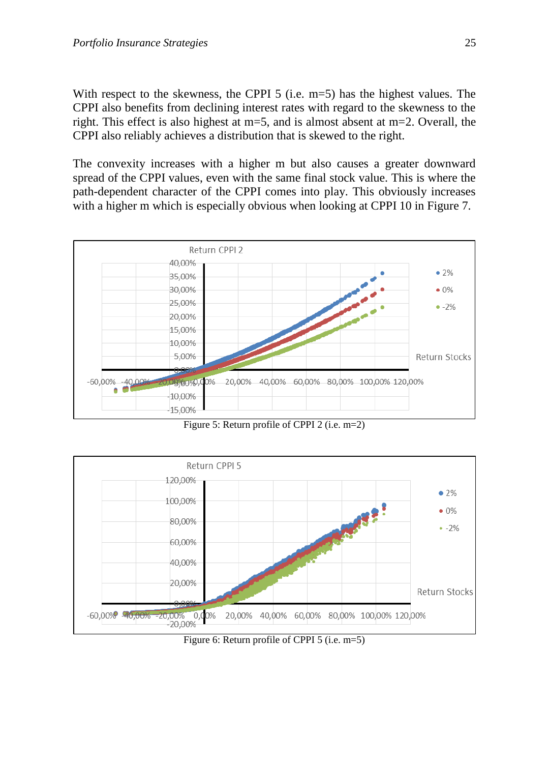With respect to the skewness, the CPPI 5 (i.e. m=5) has the highest values. The CPPI also benefits from declining interest rates with regard to the skewness to the right. This effect is also highest at m=5, and is almost absent at m=2. Overall, the CPPI also reliably achieves a distribution that is skewed to the right.

The convexity increases with a higher m but also causes a greater downward spread of the CPPI values, even with the same final stock value. This is where the path-dependent character of the CPPI comes into play. This obviously increases with a higher m which is especially obvious when looking at CPPI 10 in Figure 7.

Figure 5: Return profile of CPPI 2 (i.e. m=2)

Figure 6: Return profile of CPPI 5 (i.e. m=5)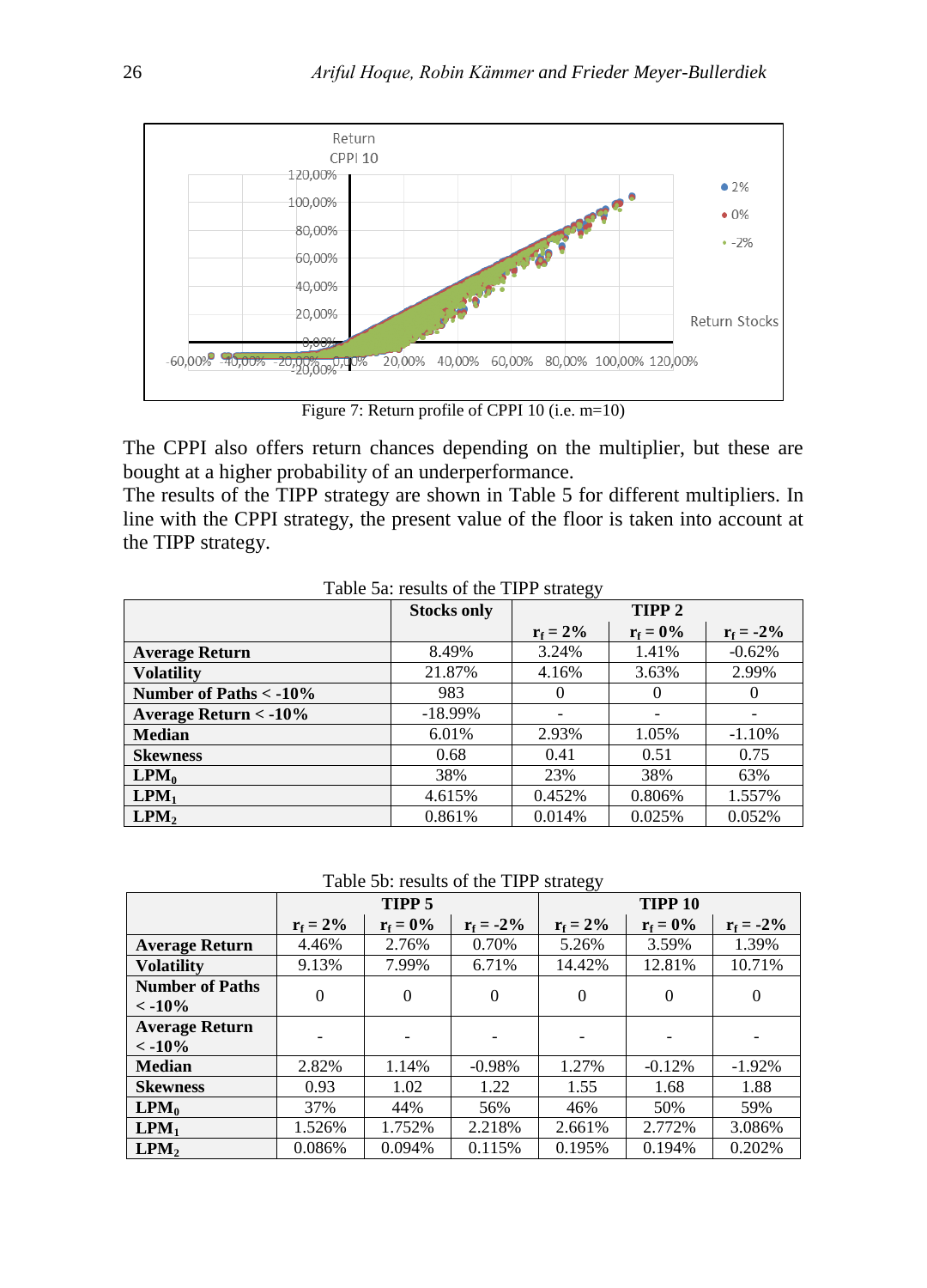Figure 7: Return profile of CPPI 10 (i.e. m=10)

The CPPI also offers return chances depending on the multiplier, but these are bought at a higher probability of an underperformance.

The results of the TIPP strategy are shown in Table 5 for different multipliers. In line with the CPPI strategy, the present value of the floor is taken into account at the TIPP strategy.

Table 5a: results of the TIPP strategy

| | Stocks only | TIPP 2 | | |
|---|---|---|---|---|
| | | $r_f = 2\%$ | $r_f = 0\%$ | $r_f = -2\%$ |
| **Average Return** | 8.49% | 3.24% | 1.41% | -0.62% |
| **Volatility** | 21.87% | 4.16% | 3.63% | 2.99% |
| **Number of Paths < -10%** | 983 | 0 | 0 | 0 |
| **Average Return < -10%** | -18.99% | - | - | - |
| **Median** | 6.01% | 2.93% | 1.05% | -1.10% |
| **Skewness** | 0.68 | 0.41 | 0.51 | 0.75 |
| **$LPM_0$** | 38% | 23% | 38% | 63% |
| **$LPM_1$** | 4.615% | 0.452% | 0.806% | 1.557% |
| **$LPM_2$** | 0.861% | 0.014% | 0.025% | 0.052% |

Table 5b: results of the TIPP strategy

| | TIPP 5 | | | TIPP 10 | | |
|---|---|---|---|---|---|---|
| | $r_f = 2\%$ | $r_f = 0\%$ | $r_f = -2\%$ | $r_f = 2\%$ | $r_f = 0\%$ | $r_f = -2\%$ |
| **Average Return** | 4.46% | 2.76% | 0.70% | 5.26% | 3.59% | 1.39% |
| **Volatility** | 9.13% | 7.99% | 6.71% | 14.42% | 12.81% | 10.71% |
| **Number of Paths < -10%** | 0 | 0 | 0 | 0 | 0 | 0 |
| **Average Return < -10%** | - | - | - | - | - | - |
| **Median** | 2.82% | 1.14% | -0.98% | 1.27% | -0.12% | -1.92% |
| **Skewness** | 0.93 | 1.02 | 1.22 | 1.55 | 1.68 | 1.88 |
| **$LPM_0$** | 37% | 44% | 56% | 46% | 50% | 59% |
| **$LPM_1$** | 1.526% | 1.752% | 2.218% | 2.661% | 2.772% | 3.086% |
| **$LPM_2$** | 0.086% | 0.094% | 0.115% | 0.195% | 0.194% | 0.202% |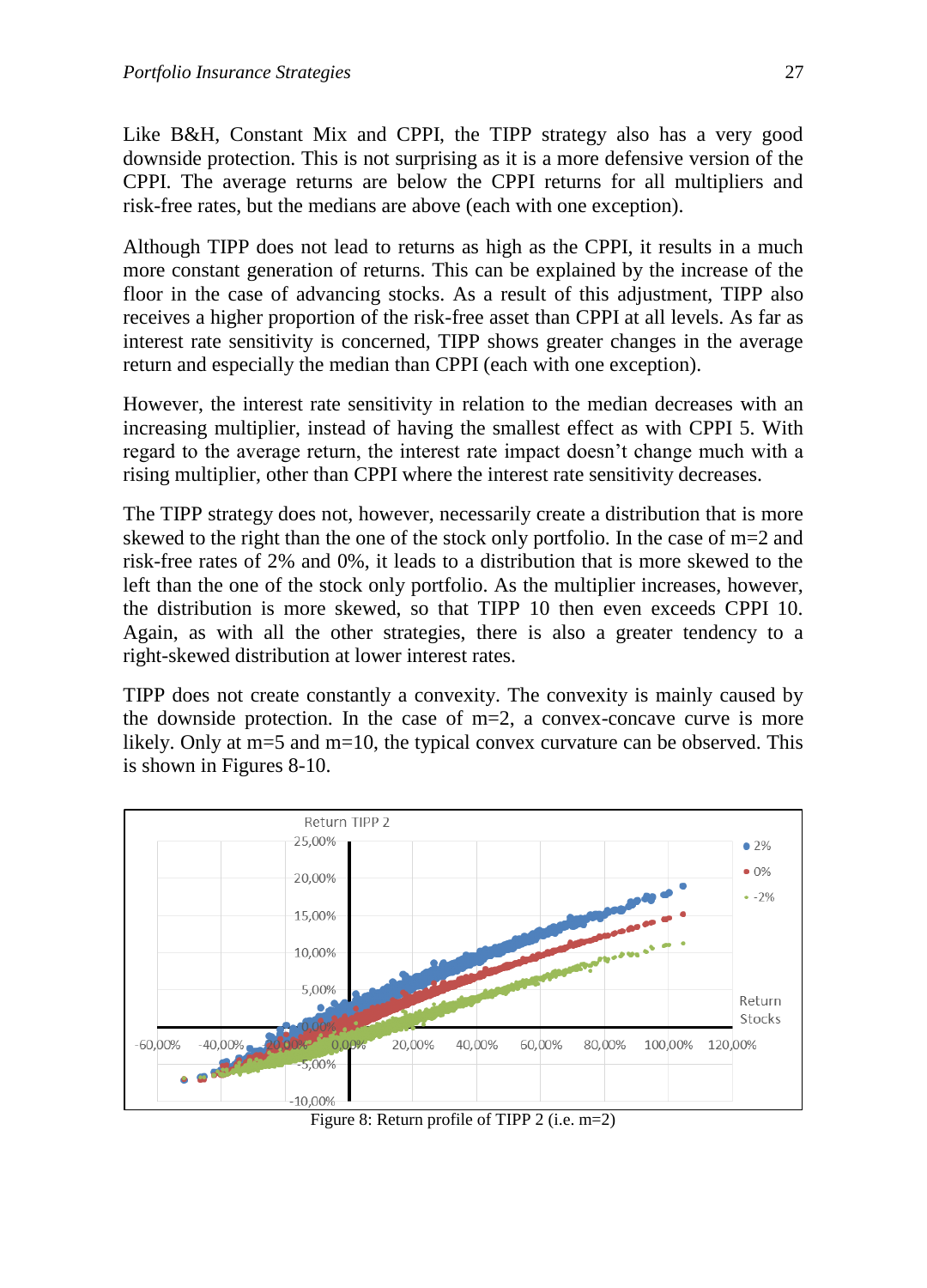Like B&H, Constant Mix and CPPI, the TIPP strategy also has a very good downside protection. This is not surprising as it is a more defensive version of the CPPI. The average returns are below the CPPI returns for all multipliers and risk-free rates, but the medians are above (each with one exception).

Although TIPP does not lead to returns as high as the CPPI, it results in a much more constant generation of returns. This can be explained by the increase of the floor in the case of advancing stocks. As a result of this adjustment, TIPP also receives a higher proportion of the risk-free asset than CPPI at all levels. As far as interest rate sensitivity is concerned, TIPP shows greater changes in the average return and especially the median than CPPI (each with one exception).

However, the interest rate sensitivity in relation to the median decreases with an increasing multiplier, instead of having the smallest effect as with CPPI 5. With regard to the average return, the interest rate impact doesn't change much with a rising multiplier, other than CPPI where the interest rate sensitivity decreases.

The TIPP strategy does not, however, necessarily create a distribution that is more skewed to the right than the one of the stock only portfolio. In the case of m=2 and risk-free rates of 2% and 0%, it leads to a distribution that is more skewed to the left than the one of the stock only portfolio. As the multiplier increases, however, the distribution is more skewed, so that TIPP 10 then even exceeds CPPI 10. Again, as with all the other strategies, there is also a greater tendency to a right-skewed distribution at lower interest rates.

TIPP does not create constantly a convexity. The convexity is mainly caused by the downside protection. In the case of m=2, a convex-concave curve is more likely. Only at m=5 and m=10, the typical convex curvature can be observed. This is shown in Figures 8-10.

Figure 8: Return profile of TIPP 2 (i.e. m=2)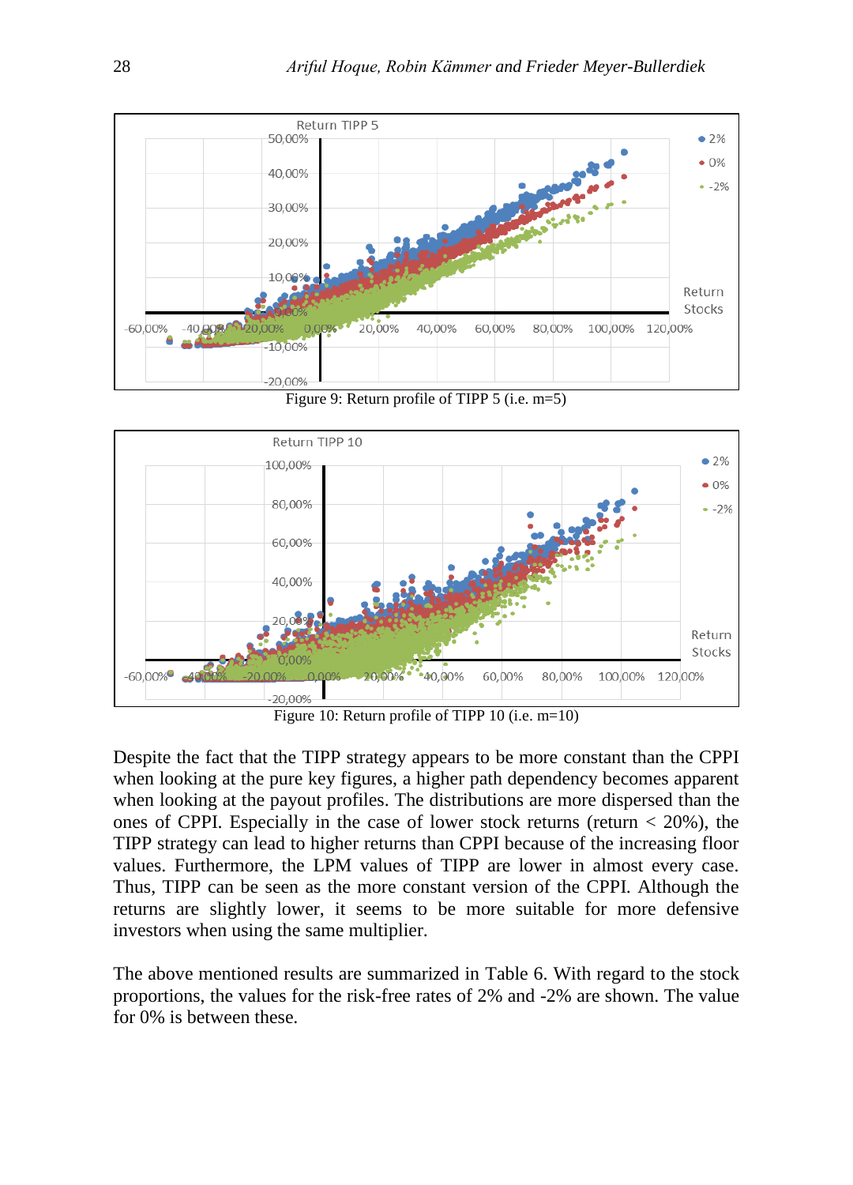Figure 9: Return profile of TIPP 5 (i.e. m=5)

Figure 10: Return profile of TIPP 10 (i.e. m=10)

Despite the fact that the TIPP strategy appears to be more constant than the CPPI when looking at the pure key figures, a higher path dependency becomes apparent when looking at the payout profiles. The distributions are more dispersed than the ones of CPPI. Especially in the case of lower stock returns (return < 20%), the TIPP strategy can lead to higher returns than CPPI because of the increasing floor values. Furthermore, the LPM values of TIPP are lower in almost every case. Thus, TIPP can be seen as the more constant version of the CPPI. Although the returns are slightly lower, it seems to be more suitable for more defensive investors when using the same multiplier.

The above mentioned results are summarized in Table 6. With regard to the stock proportions, the values for the risk-free rates of 2% and -2% are shown. The value for 0% is between these.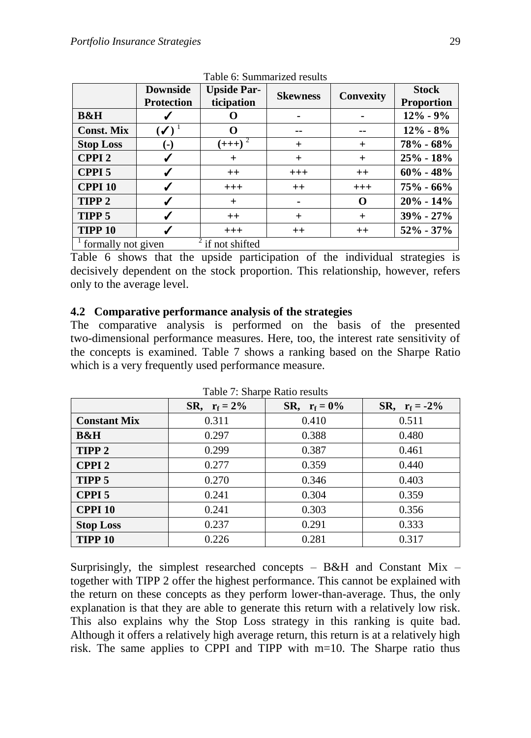Table 6: Summarized results

| | Downside Protection | Upside Participation | Skewness | Convexity | Stock Proportion |
|---|---|---|---|---|---|
| **B&H** | ✓ | O | - | - | 12% - 9% |
| **Const. Mix** | (✓) [1] | O | -- | -- | 12% - 8% |
| **Stop Loss** | (-) | (+++) [2] | + | + | 78% - 68% |
| **CPPI 2** | ✓ | + | + | + | 25% - 18% |
| **CPPI 5** | ✓ | ++ | +++ | ++ | 60% - 48% |
| **CPPI 10** | ✓ | +++ | ++ | +++ | 75% - 66% |
| **TIPP 2** | ✓ | + | - | O | 20% - 14% |
| **TIPP 5** | ✓ | ++ | + | + | 39% - 27% |
| **TIPP 10** | ✓ | +++ | ++ | ++ | 52% - 37% |

[1] formally not given [2] if not shifted

Table 6 shows that the upside participation of the individual strategies is decisively dependent on the stock proportion. This relationship, however, refers only to the average level.

### 4.2 Comparative performance analysis of the strategies

The comparative analysis is performed on the basis of the presented two-dimensional performance measures. Here, too, the interest rate sensitivity of the concepts is examined. Table 7 shows a ranking based on the Sharpe Ratio which is a very frequently used performance measure.

Table 7: Sharpe Ratio results

| | SR, $r_f = 2\%$ | SR, $r_f = 0\%$ | SR, $r_f = -2\%$ |
|---|---|---|---|
| **Constant Mix** | 0.311 | 0.410 | 0.511 |
| **B&H** | 0.297 | 0.388 | 0.480 |
| **TIPP 2** | 0.299 | 0.387 | 0.461 |
| **CPPI 2** | 0.277 | 0.359 | 0.440 |
| **TIPP 5** | 0.270 | 0.346 | 0.403 |
| **CPPI 5** | 0.241 | 0.304 | 0.359 |
| **CPPI 10** | 0.241 | 0.303 | 0.356 |
| **Stop Loss** | 0.237 | 0.291 | 0.333 |
| **TIPP 10** | 0.226 | 0.281 | 0.317 |

Surprisingly, the simplest researched concepts – B&H and Constant Mix – together with TIPP 2 offer the highest performance. This cannot be explained with the return on these concepts as they perform lower-than-average. Thus, the only explanation is that they are able to generate this return with a relatively low risk. This also explains why the Stop Loss strategy in this ranking is quite bad. Although it offers a relatively high average return, this return is at a relatively high risk. The same applies to CPPI and TIPP with m=10. The Sharpe ratio thus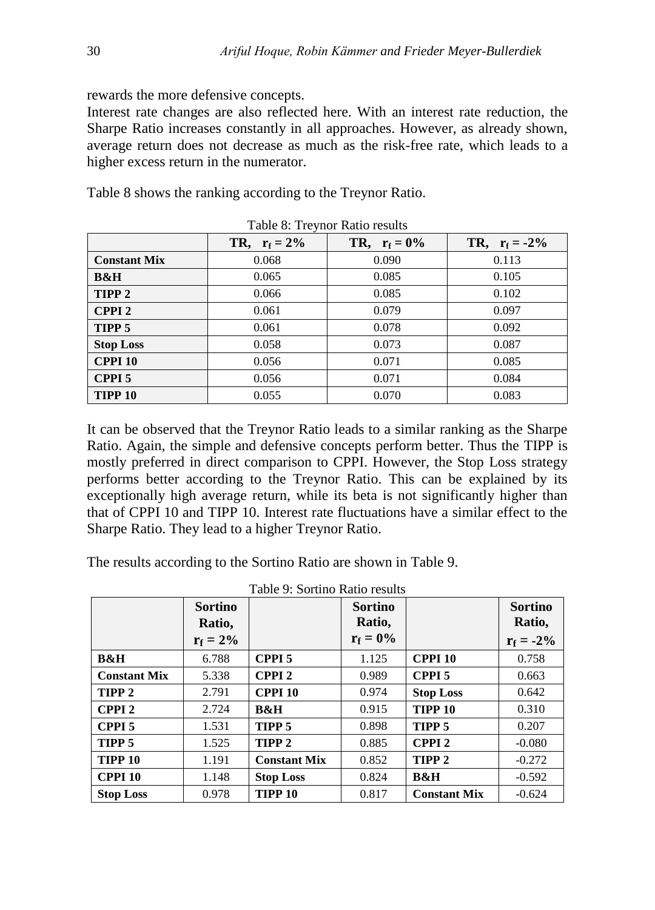rewards the more defensive concepts.

Interest rate changes are also reflected here. With an interest rate reduction, the Sharpe Ratio increases constantly in all approaches. However, as already shown, average return does not decrease as much as the risk-free rate, which leads to a higher excess return in the numerator.

Table 8 shows the ranking according to the Treynor Ratio.

Table 8: Treynor Ratio results

| | **TR, $r_f = 2\%$** | **TR, $r_f = 0\%$** | **TR, $r_f = -2\%$** |
|---|---|---|---|
| **Constant Mix** | 0.068 | 0.090 | 0.113 |
| **B&H** | 0.065 | 0.085 | 0.105 |
| **TIPP 2** | 0.066 | 0.085 | 0.102 |
| **CPPI 2** | 0.061 | 0.079 | 0.097 |
| **TIPP 5** | 0.061 | 0.078 | 0.092 |
| **Stop Loss** | 0.058 | 0.073 | 0.087 |
| **CPPI 10** | 0.056 | 0.071 | 0.085 |
| **CPPI 5** | 0.056 | 0.071 | 0.084 |
| **TIPP 10** | 0.055 | 0.070 | 0.083 |

It can be observed that the Treynor Ratio leads to a similar ranking as the Sharpe Ratio. Again, the simple and defensive concepts perform better. Thus the TIPP is mostly preferred in direct comparison to CPPI. However, the Stop Loss strategy performs better according to the Treynor Ratio. This can be explained by its exceptionally high average return, while its beta is not significantly higher than that of CPPI 10 and TIPP 10. Interest rate fluctuations have a similar effect to the Sharpe Ratio. They lead to a higher Treynor Ratio.

The results according to the Sortino Ratio are shown in Table 9.

Table 9: Sortino Ratio results

| | **Sortino Ratio, $r_f = 2\%$** | | **Sortino Ratio, $r_f = 0\%$** | | **Sortino Ratio, $r_f = -2\%$** |
|---|---|---|---|---|---|
| **B&H** | 6.788 | **CPPI 5** | 1.125 | **CPPI 10** | 0.758 |
| **Constant Mix** | 5.338 | **CPPI 2** | 0.989 | **CPPI 5** | 0.663 |
| **TIPP 2** | 2.791 | **CPPI 10** | 0.974 | **Stop Loss** | 0.642 |
| **CPPI 2** | 2.724 | **B&H** | 0.915 | **TIPP 10** | 0.310 |
| **CPPI 5** | 1.531 | **TIPP 5** | 0.898 | **TIPP 5** | 0.207 |
| **TIPP 5** | 1.525 | **TIPP 2** | 0.885 | **CPPI 2** | -0.080 |
| **TIPP 10** | 1.191 | **Constant Mix** | 0.852 | **TIPP 2** | -0.272 |
| **CPPI 10** | 1.148 | **Stop Loss** | 0.824 | **B&H** | -0.592 |
| **Stop Loss** | 0.978 | **TIPP 10** | 0.817 | **Constant Mix** | -0.624 |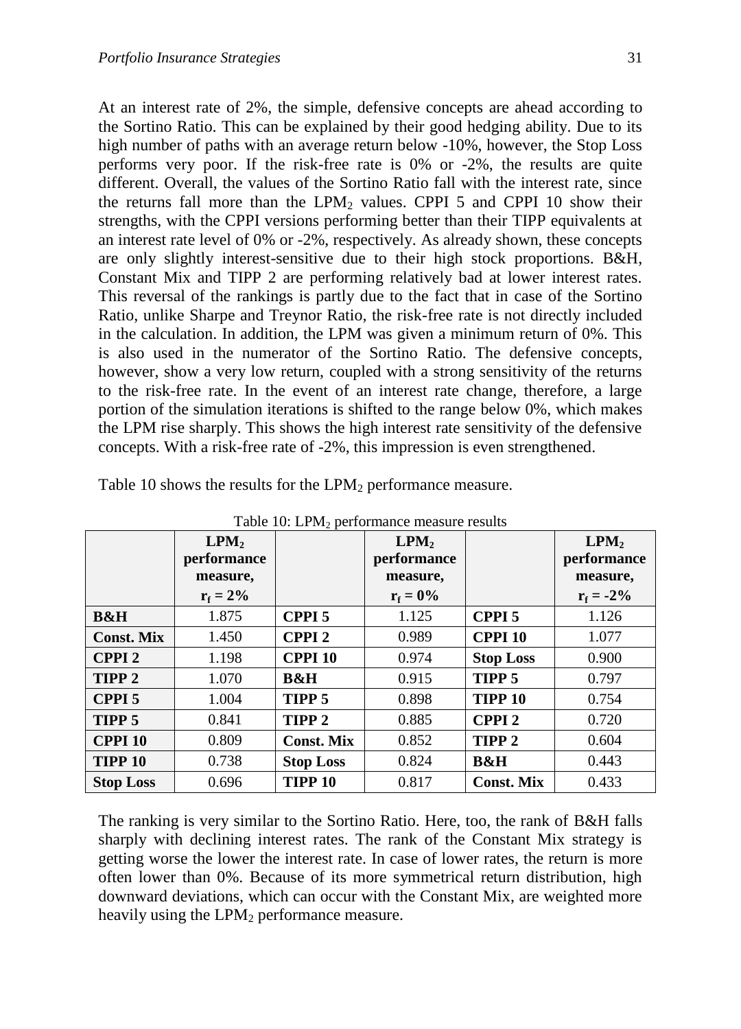At an interest rate of 2%, the simple, defensive concepts are ahead according to the Sortino Ratio. This can be explained by their good hedging ability. Due to its high number of paths with an average return below -10%, however, the Stop Loss performs very poor. If the risk-free rate is 0% or -2%, the results are quite different. Overall, the values of the Sortino Ratio fall with the interest rate, since the returns fall more than the $LPM_2$ values. CPPI 5 and CPPI 10 show their strengths, with the CPPI versions performing better than their TIPP equivalents at an interest rate level of 0% or -2%, respectively. As already shown, these concepts are only slightly interest-sensitive due to their high stock proportions. B&H, Constant Mix and TIPP 2 are performing relatively bad at lower interest rates. This reversal of the rankings is partly due to the fact that in case of the Sortino Ratio, unlike Sharpe and Treynor Ratio, the risk-free rate is not directly included in the calculation. In addition, the LPM was given a minimum return of 0%. This is also used in the numerator of the Sortino Ratio. The defensive concepts, however, show a very low return, coupled with a strong sensitivity of the returns to the risk-free rate. In the event of an interest rate change, therefore, a large portion of the simulation iterations is shifted to the range below 0%, which makes the LPM rise sharply. This shows the high interest rate sensitivity of the defensive concepts. With a risk-free rate of -2%, this impression is even strengthened.

Table 10 shows the results for the $LPM_2$ performance measure.

Table 10: $LPM_2$ performance measure results

| | **$LPM_2$ performance measure, $r_f = 2\%$** | | **$LPM_2$ performance measure, $r_f = 0\%$** | | **$LPM_2$ performance measure, $r_f = -2\%$** |
|---|---|---|---|---|---|
| **B&H** | 1.875 | **CPPI 5** | 1.125 | **CPPI 5** | 1.126 |
| **Const. Mix** | 1.450 | **CPPI 2** | 0.989 | **CPPI 10** | 1.077 |
| **CPPI 2** | 1.198 | **CPPI 10** | 0.974 | **Stop Loss** | 0.900 |
| **TIPP 2** | 1.070 | **B&H** | 0.915 | **TIPP 5** | 0.797 |
| **CPPI 5** | 1.004 | **TIPP 5** | 0.898 | **TIPP 10** | 0.754 |
| **TIPP 5** | 0.841 | **TIPP 2** | 0.885 | **CPPI 2** | 0.720 |
| **CPPI 10** | 0.809 | **Const. Mix** | 0.852 | **TIPP 2** | 0.604 |
| **TIPP 10** | 0.738 | **Stop Loss** | 0.824 | **B&H** | 0.443 |
| **Stop Loss** | 0.696 | **TIPP 10** | 0.817 | **Const. Mix** | 0.433 |

The ranking is very similar to the Sortino Ratio. Here, too, the rank of B&H falls sharply with declining interest rates. The rank of the Constant Mix strategy is getting worse the lower the interest rate. In case of lower rates, the return is more often lower than 0%. Because of its more symmetrical return distribution, high downward deviations, which can occur with the Constant Mix, are weighted more heavily using the $LPM_2$ performance measure.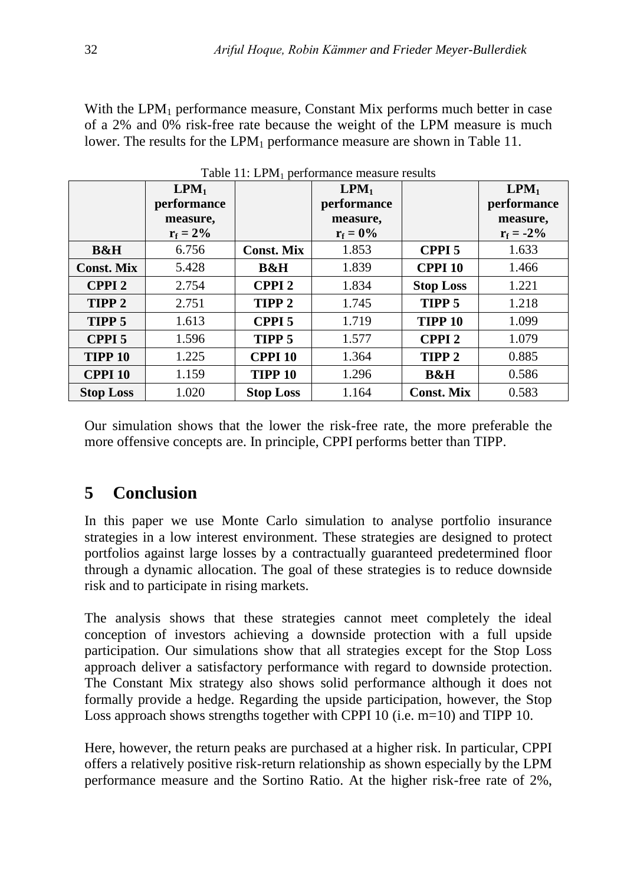With the $LPM_1$ performance measure, Constant Mix performs much better in case of a 2% and 0% risk-free rate because the weight of the LPM measure is much lower. The results for the $LPM_1$ performance measure are shown in Table 11.

Table 11: $LPM_1$ performance measure results

| | $LPM_1$ performance measure, $r_f = 2\%$ | | $LPM_1$ performance measure, $r_f = 0\%$ | | $LPM_1$ performance measure, $r_f = -2\%$ |
|---|---|---|---|---|---|
| **B&H** | 6.756 | **Const. Mix** | 1.853 | **CPPI 5** | 1.633 |
| **Const. Mix** | 5.428 | **B&H** | 1.839 | **CPPI 10** | 1.466 |
| **CPPI 2** | 2.754 | **CPPI 2** | 1.834 | **Stop Loss** | 1.221 |
| **TIPP 2** | 2.751 | **TIPP 2** | 1.745 | **TIPP 5** | 1.218 |
| **TIPP 5** | 1.613 | **CPPI 5** | 1.719 | **TIPP 10** | 1.099 |
| **CPPI 5** | 1.596 | **TIPP 5** | 1.577 | **CPPI 2** | 1.079 |
| **TIPP 10** | 1.225 | **CPPI 10** | 1.364 | **TIPP 2** | 0.885 |
| **CPPI 10** | 1.159 | **TIPP 10** | 1.296 | **B&H** | 0.586 |
| **Stop Loss** | 1.020 | **Stop Loss** | 1.164 | **Const. Mix** | 0.583 |

Our simulation shows that the lower the risk-free rate, the more preferable the more offensive concepts are. In principle, CPPI performs better than TIPP.

## 5 Conclusion

In this paper we use Monte Carlo simulation to analyse portfolio insurance strategies in a low interest environment. These strategies are designed to protect portfolios against large losses by a contractually guaranteed predetermined floor through a dynamic allocation. The goal of these strategies is to reduce downside risk and to participate in rising markets.

The analysis shows that these strategies cannot meet completely the ideal conception of investors achieving a downside protection with a full upside participation. Our simulations show that all strategies except for the Stop Loss approach deliver a satisfactory performance with regard to downside protection. The Constant Mix strategy also shows solid performance although it does not formally provide a hedge. Regarding the upside participation, however, the Stop Loss approach shows strengths together with CPPI 10 (i.e. m=10) and TIPP 10.

Here, however, the return peaks are purchased at a higher risk. In particular, CPPI offers a relatively positive risk-return relationship as shown especially by the LPM performance measure and the Sortino Ratio. At the higher risk-free rate of 2%,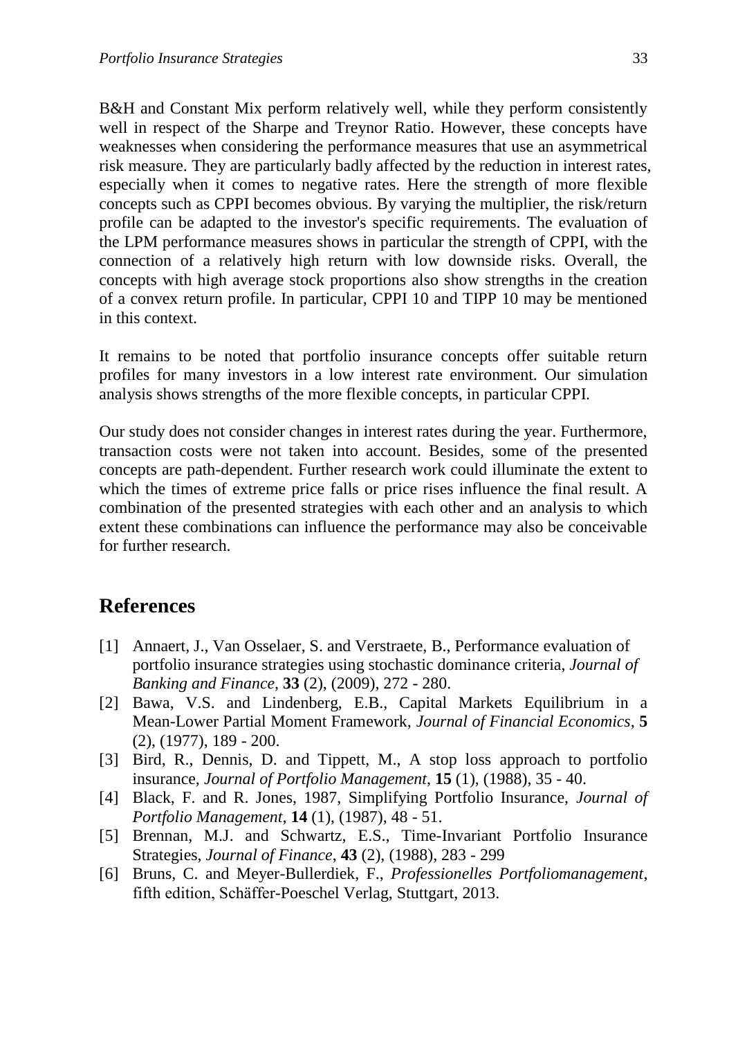B&H and Constant Mix perform relatively well, while they perform consistently well in respect of the Sharpe and Treynor Ratio. However, these concepts have weaknesses when considering the performance measures that use an asymmetrical risk measure. They are particularly badly affected by the reduction in interest rates, especially when it comes to negative rates. Here the strength of more flexible concepts such as CPPI becomes obvious. By varying the multiplier, the risk/return profile can be adapted to the investor's specific requirements. The evaluation of the LPM performance measures shows in particular the strength of CPPI, with the connection of a relatively high return with low downside risks. Overall, the concepts with high average stock proportions also show strengths in the creation of a convex return profile. In particular, CPPI 10 and TIPP 10 may be mentioned in this context.

It remains to be noted that portfolio insurance concepts offer suitable return profiles for many investors in a low interest rate environment. Our simulation analysis shows strengths of the more flexible concepts, in particular CPPI.

Our study does not consider changes in interest rates during the year. Furthermore, transaction costs were not taken into account. Besides, some of the presented concepts are path-dependent. Further research work could illuminate the extent to which the times of extreme price falls or price rises influence the final result. A combination of the presented strategies with each other and an analysis to which extent these combinations can influence the performance may also be conceivable for further research.

## References

[1] Annaert, J., Van Osselaer, S. and Verstraete, B., Performance evaluation of portfolio insurance strategies using stochastic dominance criteria, *Journal of Banking and Finance*, **33** (2), (2009), 272 - 280.

[2] Bawa, V.S. and Lindenberg, E.B., Capital Markets Equilibrium in a Mean-Lower Partial Moment Framework, *Journal of Financial Economics*, **5** (2), (1977), 189 - 200.

[3] Bird, R., Dennis, D. and Tippett, M., A stop loss approach to portfolio insurance, *Journal of Portfolio Management*, **15** (1), (1988), 35 - 40.

[4] Black, F. and R. Jones, 1987, Simplifying Portfolio Insurance, *Journal of Portfolio Management*, **14** (1), (1987), 48 - 51.

[5] Brennan, M.J. and Schwartz, E.S., Time-Invariant Portfolio Insurance Strategies, *Journal of Finance*, **43** (2), (1988), 283 - 299

[6] Bruns, C. and Meyer-Bullerdiek, F., *Professionelles Portfoliomanagement*, fifth edition, Schäffer-Poeschel Verlag, Stuttgart, 2013.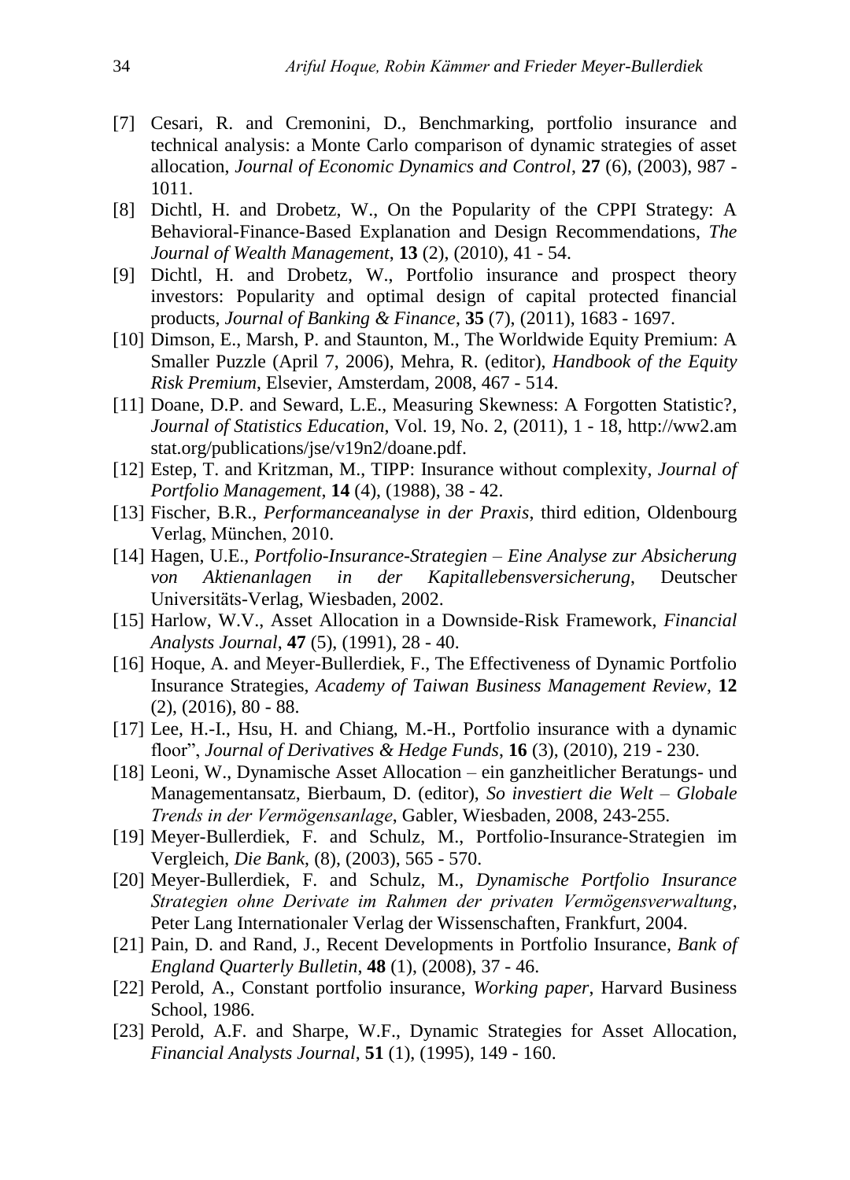[7] Cesari, R. and Cremonini, D., Benchmarking, portfolio insurance and technical analysis: a Monte Carlo comparison of dynamic strategies of asset allocation, *Journal of Economic Dynamics and Control*, **27** (6), (2003), 987 - 1011.

[8] Dichtl, H. and Drobetz, W., On the Popularity of the CPPI Strategy: A Behavioral-Finance-Based Explanation and Design Recommendations, *The Journal of Wealth Management*, **13** (2), (2010), 41 - 54.

[9] Dichtl, H. and Drobetz, W., Portfolio insurance and prospect theory investors: Popularity and optimal design of capital protected financial products, *Journal of Banking & Finance*, **35** (7), (2011), 1683 - 1697.

[10] Dimson, E., Marsh, P. and Staunton, M., The Worldwide Equity Premium: A Smaller Puzzle (April 7, 2006), Mehra, R. (editor), *Handbook of the Equity Risk Premium*, Elsevier, Amsterdam, 2008, 467 - 514.

[11] Doane, D.P. and Seward, L.E., Measuring Skewness: A Forgotten Statistic?, *Journal of Statistics Education*, Vol. 19, No. 2, (2011), 1 - 18, http://ww2.amstat.org/publications/jse/v19n2/doane.pdf.

[12] Estep, T. and Kritzman, M., TIPP: Insurance without complexity, *Journal of Portfolio Management*, **14** (4), (1988), 38 - 42.

[13] Fischer, B.R., *Performanceanalyse in der Praxis*, third edition, Oldenbourg Verlag, München, 2010.

[14] Hagen, U.E., *Portfolio-Insurance-Strategien – Eine Analyse zur Absicherung von Aktienanlagen in der Kapitallebensversicherung*, Deutscher Universitäts-Verlag, Wiesbaden, 2002.

[15] Harlow, W.V., Asset Allocation in a Downside-Risk Framework, *Financial Analysts Journal*, **47** (5), (1991), 28 - 40.

[16] Hoque, A. and Meyer-Bullerdiek, F., The Effectiveness of Dynamic Portfolio Insurance Strategies, *Academy of Taiwan Business Management Review*, **12** (2), (2016), 80 - 88.

[17] Lee, H.-I., Hsu, H. and Chiang, M.-H., Portfolio insurance with a dynamic floor", *Journal of Derivatives & Hedge Funds*, **16** (3), (2010), 219 - 230.

[18] Leoni, W., Dynamische Asset Allocation – ein ganzheitlicher Beratungs- und Managementansatz, Bierbaum, D. (editor), *So investiert die Welt – Globale Trends in der Vermögensanlage*, Gabler, Wiesbaden, 2008, 243-255.

[19] Meyer-Bullerdiek, F. and Schulz, M., Portfolio-Insurance-Strategien im Vergleich, *Die Bank*, (8), (2003), 565 - 570.

[20] Meyer-Bullerdiek, F. and Schulz, M., *Dynamische Portfolio Insurance Strategien ohne Derivate im Rahmen der privaten Vermögensverwaltung*, Peter Lang Internationaler Verlag der Wissenschaften, Frankfurt, 2004.

[21] Pain, D. and Rand, J., Recent Developments in Portfolio Insurance, *Bank of England Quarterly Bulletin*, **48** (1), (2008), 37 - 46.

[22] Perold, A., Constant portfolio insurance, *Working paper*, Harvard Business School, 1986.

[23] Perold, A.F. and Sharpe, W.F., Dynamic Strategies for Asset Allocation, *Financial Analysts Journal*, **51** (1), (1995), 149 - 160.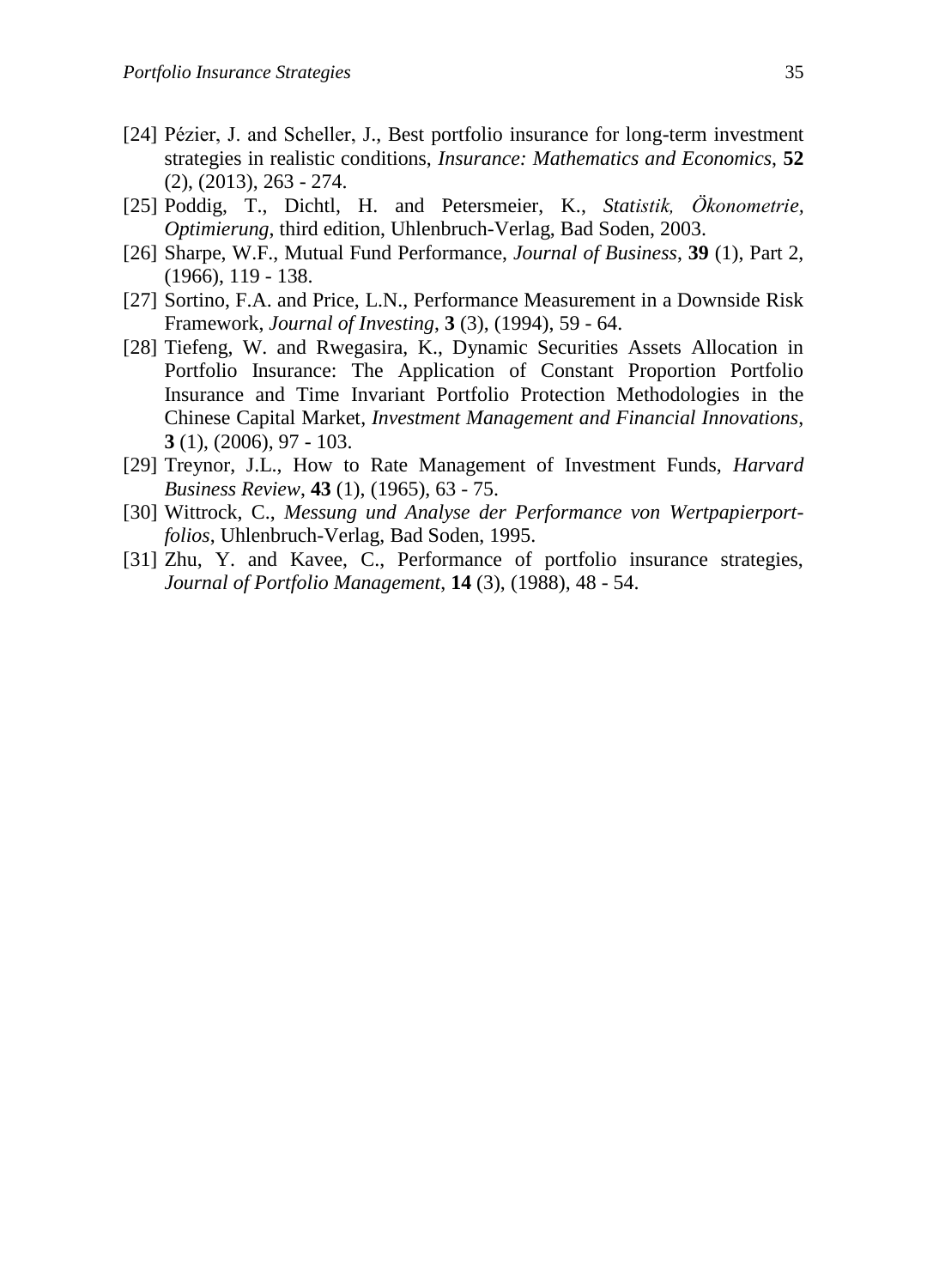[24] Pézier, J. and Scheller, J., Best portfolio insurance for long-term investment strategies in realistic conditions, *Insurance: Mathematics and Economics*, **52** (2), (2013), 263 - 274.

[25] Poddig, T., Dichtl, H. and Petersmeier, K., *Statistik, Ökonometrie, Optimierung*, third edition, Uhlenbruch-Verlag, Bad Soden, 2003.

[26] Sharpe, W.F., Mutual Fund Performance, *Journal of Business*, **39** (1), Part 2, (1966), 119 - 138.

[27] Sortino, F.A. and Price, L.N., Performance Measurement in a Downside Risk Framework, *Journal of Investing*, **3** (3), (1994), 59 - 64.

[28] Tiefeng, W. and Rwegasira, K., Dynamic Securities Assets Allocation in Portfolio Insurance: The Application of Constant Proportion Portfolio Insurance and Time Invariant Portfolio Protection Methodologies in the Chinese Capital Market, *Investment Management and Financial Innovations*, **3** (1), (2006), 97 - 103.

[29] Treynor, J.L., How to Rate Management of Investment Funds, *Harvard Business Review*, **43** (1), (1965), 63 - 75.

[30] Wittrock, C., *Messung und Analyse der Performance von Wertpapierport-folios*, Uhlenbruch-Verlag, Bad Soden, 1995.

[31] Zhu, Y. and Kavee, C., Performance of portfolio insurance strategies, *Journal of Portfolio Management*, **14** (3), (1988), 48 - 54.